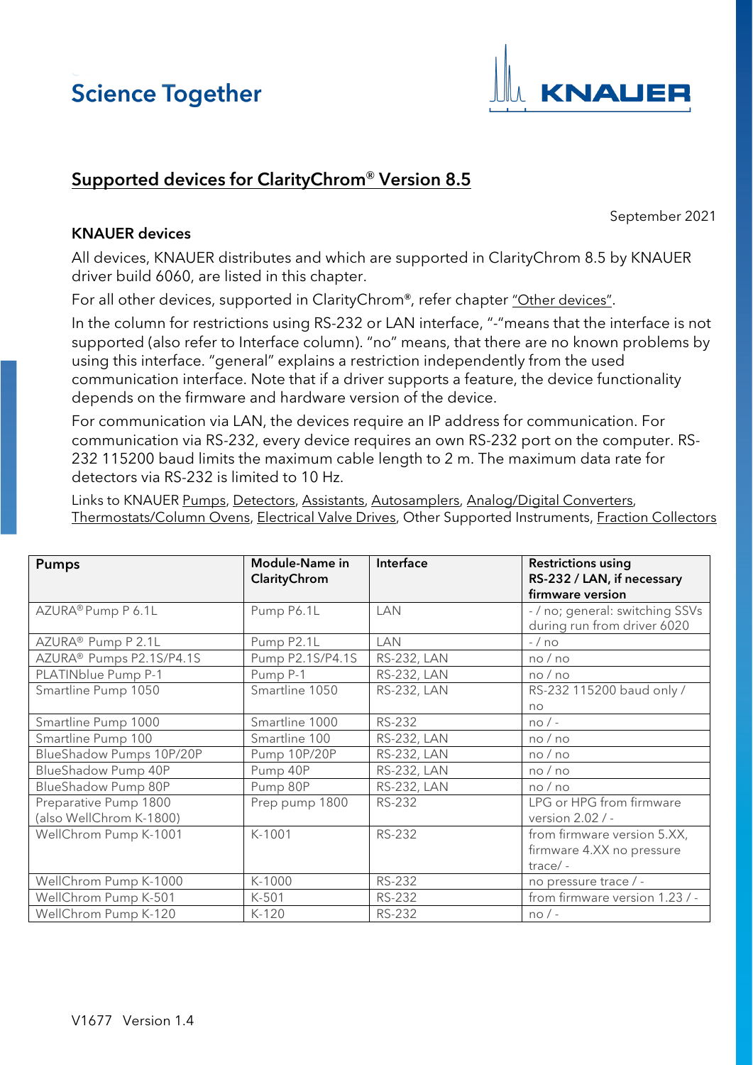Science Together

KNAUER

## Supported devices for ClarityChrom® Version 8.5

September 2021

### KNAUER devices

All devices, KNAUER distributes and which are supported in ClarityChrom 8.5 by KNAUER driver build 6060, are listed in this chapter.

For all other devices, supported in ClarityChrom®, refer chapter "Other devices".

In the column for restrictions using RS-232 or LAN interface, "-"means that the interface is not supported (also refer to Interface column). "no" means, that there are no known problems by using this interface. "general" explains a restriction independently from the used communication interface. Note that if a driver supports a feature, the device functionality depends on the firmware and hardware version of the device.

For communication via LAN, the devices require an IP address for communication. For communication via RS-232, every device requires an own RS-232 port on the computer. RS-232 115200 baud limits the maximum cable length to 2 m. The maximum data rate for detectors via RS-232 is limited to 10 Hz.

Links to KNAUER Pumps, Detectors, Assistants, Autosamplers, Analog/Digital Converters, Thermostats/Column Ovens, Electrical Valve Drives, Other Supported Instruments, Fraction Collectors

| Pumps | Module-Name in ClarityChrom | Interface | Restrictions using RS-232 / LAN, if necessary firmware version |
|---|---|---|---|
| AZURA® Pump P 6.1L | Pump P6.1L | LAN | - / no; general: switching SSVs during run from driver 6020 |
| AZURA® Pump P 2.1L | Pump P2.1L | LAN | - / no |
| AZURA® Pumps P2.1S/P4.1S | Pump P2.1S/P4.1S | RS-232, LAN | no / no |
| PLATINblue Pump P-1 | Pump P-1 | RS-232, LAN | no / no |
| Smartline Pump 1050 | Smartline 1050 | RS-232, LAN | RS-232 115200 baud only / no |
| Smartline Pump 1000 | Smartline 1000 | RS-232 | no / - |
| Smartline Pump 100 | Smartline 100 | RS-232, LAN | no / no |
| BlueShadow Pumps 10P/20P | Pump 10P/20P | RS-232, LAN | no / no |
| BlueShadow Pump 40P | Pump 40P | RS-232, LAN | no / no |
| BlueShadow Pump 80P | Pump 80P | RS-232, LAN | no / no |
| Preparative Pump 1800 (also WellChrom K-1800) | Prep pump 1800 | RS-232 | LPG or HPG from firmware version 2.02 / - |
| WellChrom Pump K-1001 | K-1001 | RS-232 | from firmware version 5.XX, firmware 4.XX no pressure trace/ - |
| WellChrom Pump K-1000 | K-1000 | RS-232 | no pressure trace / - |
| WellChrom Pump K-501 | K-501 | RS-232 | from firmware version 1.23 / - |
| WellChrom Pump K-120 | K-120 | RS-232 | no / - |

V1677 Version 1.4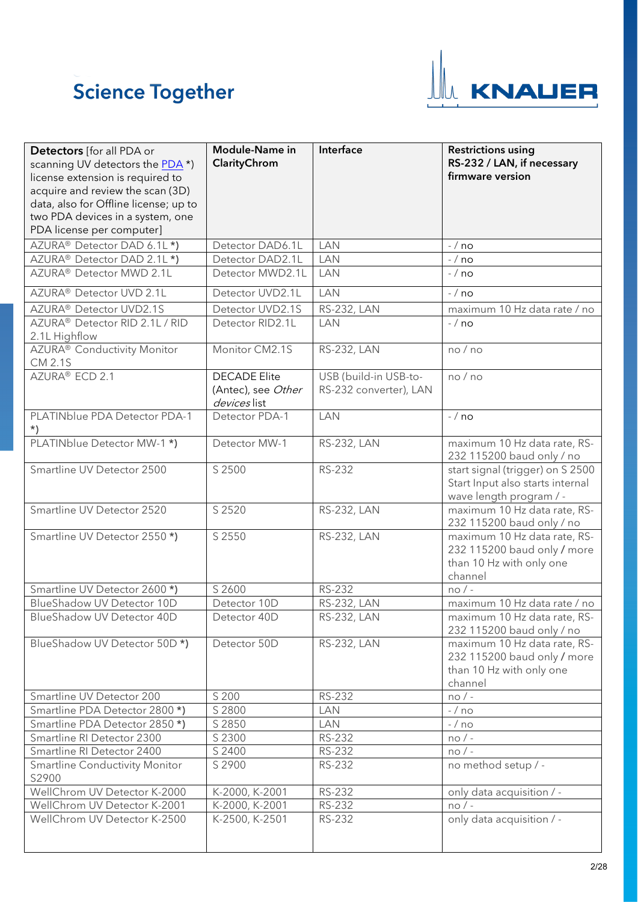| **Detectors** [for all PDA or scanning UV detectors the PDA *) license extension is required to acquire and review the scan (3D) data, also for Offline license; up to two PDA devices in a system, one PDA license per computer] | **Module-Name in ClarityChrom** | **Interface** | **Restrictions using RS-232 / LAN, if necessary firmware version** |
|---|---|---|---|
| AZURA® Detector DAD 6.1L *) | Detector DAD6.1L | LAN | - / no |
| AZURA® Detector DAD 2.1L *) | Detector DAD2.1L | LAN | - / no |
| AZURA® Detector MWD 2.1L | Detector MWD2.1L | LAN | - / no |
| AZURA® Detector UVD 2.1L | Detector UVD2.1L | LAN | - / no |
| AZURA® Detector UVD2.1S | Detector UVD2.1S | RS-232, LAN | maximum 10 Hz data rate / no |
| AZURA® Detector RID 2.1L / RID 2.1L Highflow | Detector RID2.1L | LAN | - / no |
| AZURA® Conductivity Monitor CM 2.1S | Monitor CM2.1S | RS-232, LAN | no / no |
| AZURA® ECD 2.1 | DECADE Elite (Antec), see *Other devices* list | USB (build-in USB-to-RS-232 converter), LAN | no / no |
| PLATINblue PDA Detector PDA-1 *) | Detector PDA-1 | LAN | - / no |
| PLATINblue Detector MW-1 *) | Detector MW-1 | RS-232, LAN | maximum 10 Hz data rate, RS-232 115200 baud only / no |
| Smartline UV Detector 2500 | S 2500 | RS-232 | start signal (trigger) on S 2500 Start Input also starts internal wave length program / - |
| Smartline UV Detector 2520 | S 2520 | RS-232, LAN | maximum 10 Hz data rate, RS-232 115200 baud only / no |
| Smartline UV Detector 2550 *) | S 2550 | RS-232, LAN | maximum 10 Hz data rate, RS-232 115200 baud only / more than 10 Hz with only one channel |
| Smartline UV Detector 2600 *) | S 2600 | RS-232 | no / - |
| BlueShadow UV Detector 10D | Detector 10D | RS-232, LAN | maximum 10 Hz data rate / no |
| BlueShadow UV Detector 40D | Detector 40D | RS-232, LAN | maximum 10 Hz data rate, RS-232 115200 baud only / no |
| BlueShadow UV Detector 50D *) | Detector 50D | RS-232, LAN | maximum 10 Hz data rate, RS-232 115200 baud only / more than 10 Hz with only one channel |
| Smartline UV Detector 200 | S 200 | RS-232 | no / - |
| Smartline PDA Detector 2800 *) | S 2800 | LAN | - / no |
| Smartline PDA Detector 2850 *) | S 2850 | LAN | - / no |
| Smartline RI Detector 2300 | S 2300 | RS-232 | no / - |
| Smartline RI Detector 2400 | S 2400 | RS-232 | no / - |
| Smartline Conductivity Monitor S2900 | S 2900 | RS-232 | no method setup / - |
| WellChrom UV Detector K-2000 | K-2000, K-2001 | RS-232 | only data acquisition / - |
| WellChrom UV Detector K-2001 | K-2000, K-2001 | RS-232 | no / - |
| WellChrom UV Detector K-2500 | K-2500, K-2501 | RS-232 | only data acquisition / - |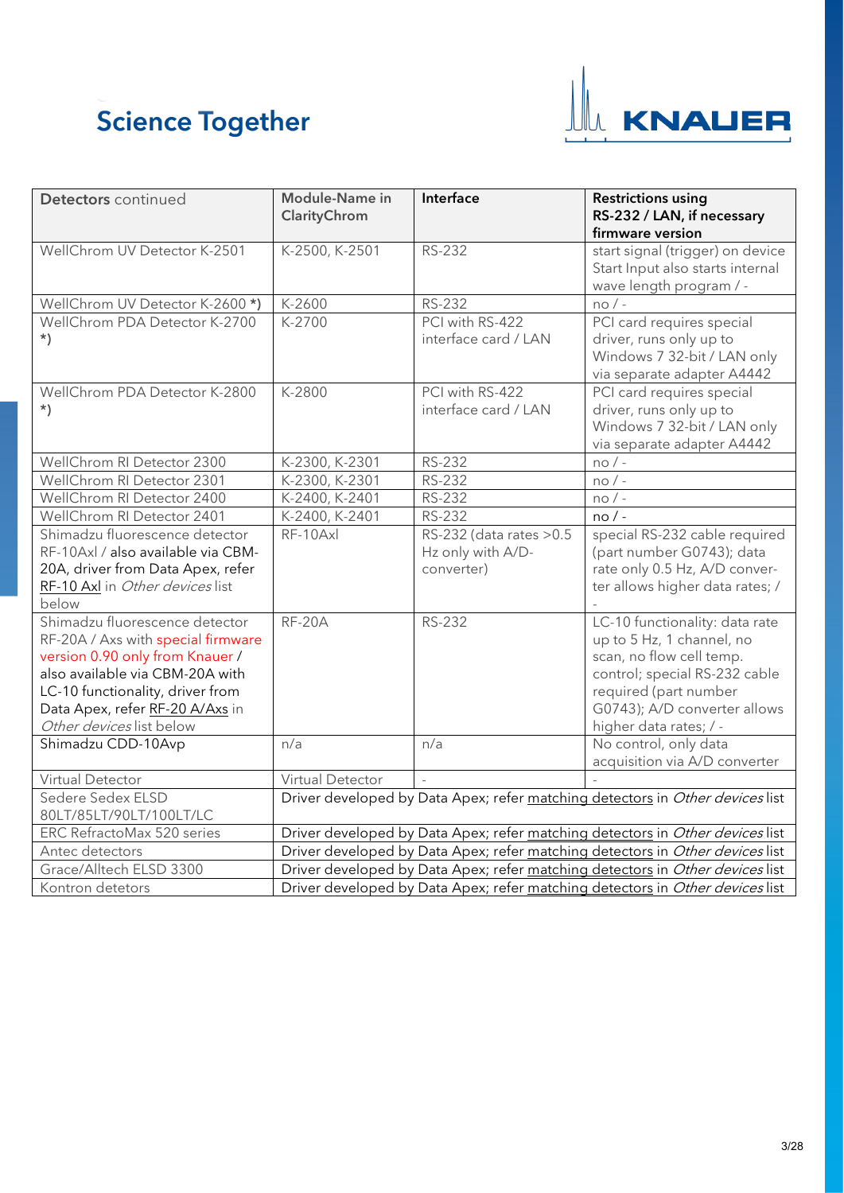| **Detectors** continued | **Module-Name in ClarityChrom** | **Interface** | **Restrictions using RS-232 / LAN, if necessary firmware version** |
|---|---|---|---|
| WellChrom UV Detector K-2501 | K-2500, K-2501 | RS-232 | start signal (trigger) on device Start Input also starts internal wave length program / - |
| WellChrom UV Detector K-2600 *) | K-2600 | RS-232 | no / - |
| WellChrom PDA Detector K-2700 *) | K-2700 | PCI with RS-422 interface card / LAN | PCI card requires special driver, runs only up to Windows 7 32-bit / LAN only via separate adapter A4442 |
| WellChrom PDA Detector K-2800 *) | K-2800 | PCI with RS-422 interface card / LAN | PCI card requires special driver, runs only up to Windows 7 32-bit / LAN only via separate adapter A4442 |
| WellChrom RI Detector 2300 | K-2300, K-2301 | RS-232 | no / - |
| WellChrom RI Detector 2301 | K-2300, K-2301 | RS-232 | no / - |
| WellChrom RI Detector 2400 | K-2400, K-2401 | RS-232 | no / - |
| WellChrom RI Detector 2401 | K-2400, K-2401 | RS-232 | no / - |
| Shimadzu fluorescence detector RF-10Axl / also available via CBM-20A, driver from Data Apex, refer RF-10 Axl in *Other devices* list below | RF-10Axl | RS-232 (data rates >0.5 Hz only with A/D-converter) | special RS-232 cable required (part number G0743); data rate only 0.5 Hz, A/D converter allows higher data rates; / - |
| Shimadzu fluorescence detector RF-20A / Axs with special firmware version 0.90 only from Knauer / also available via CBM-20A with LC-10 functionality, driver from Data Apex, refer RF-20 A/Axs in *Other devices* list below | RF-20A | RS-232 | LC-10 functionality: data rate up to 5 Hz, 1 channel, no scan, no flow cell temp. control; special RS-232 cable required (part number G0743); A/D converter allows higher data rates; / - |
| Shimadzu CDD-10Avp | n/a | n/a | No control, only data acquisition via A/D converter |
| Virtual Detector | Virtual Detector | - | - |
| Sedere Sedex ELSD 80LT/85LT/90LT/100LT/LC | Driver developed by Data Apex; refer matching detectors in *Other devices* list | | |
| ERC RefractoMax 520 series | Driver developed by Data Apex; refer matching detectors in *Other devices* list | | |
| Antec detectors | Driver developed by Data Apex; refer matching detectors in *Other devices* list | | |
| Grace/Alltech ELSD 3300 | Driver developed by Data Apex; refer matching detectors in *Other devices* list | | |
| Kontron detetors | Driver developed by Data Apex; refer matching detectors in *Other devices* list | | |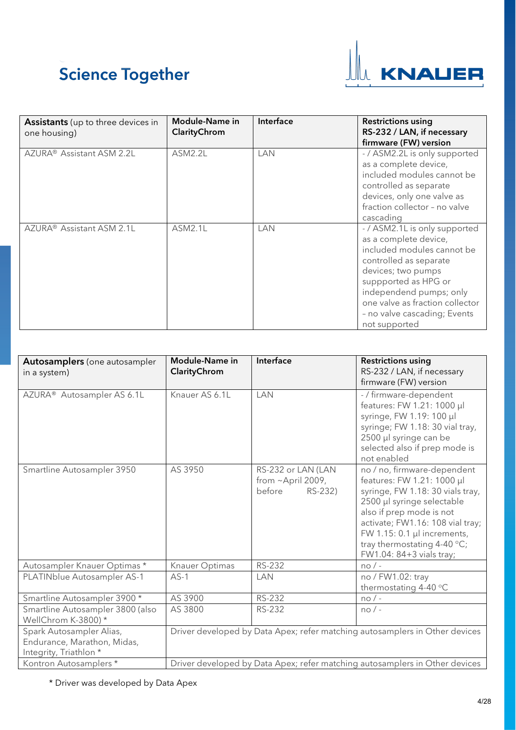| **Assistants** (up to three devices in one housing) | **Module-Name in ClarityChrom** | **Interface** | **Restrictions using RS-232 / LAN, if necessary firmware (FW) version** |
|---|---|---|---|
| AZURA® Assistant ASM 2.2L | ASM2.2L | LAN | - / ASM2.2L is only supported as a complete device, included modules cannot be controlled as separate devices, only one valve as fraction collector – no valve cascading |
| AZURA® Assistant ASM 2.1L | ASM2.1L | LAN | - / ASM2.1L is only supported as a complete device, included modules cannot be controlled as separate devices; two pumps suppported as HPG or independend pumps; only one valve as fraction collector – no valve cascading; Events not supported |

| **Autosamplers** (one autosampler in a system) | **Module-Name in ClarityChrom** | **Interface** | **Restrictions using RS-232 / LAN, if necessary firmware (FW) version** |
|---|---|---|---|
| AZURA® Autosampler AS 6.1L | Knauer AS 6.1L | LAN | - / firmware-dependent features: FW 1.21: 1000 µl syringe, FW 1.19: 100 µl syringe; FW 1.18: 30 vial tray, 2500 µl syringe can be selected also if prep mode is not enabled |
| Smartline Autosampler 3950 | AS 3950 | RS-232 or LAN (LAN from ~April 2009, before RS-232) | no / no, firmware-dependent features: FW 1.21: 1000 µl syringe, FW 1.18: 30 vials tray, 2500 µl syringe selectable also if prep mode is not activate; FW1.16: 108 vial tray; FW 1.15: 0.1 µl increments, tray thermostating 4-40 °C; FW1.04: 84+3 vials tray; |
| Autosampler Knauer Optimas * | Knauer Optimas | RS-232 | no / - |
| PLATINblue Autosampler AS-1 | AS-1 | LAN | no / FW1.02: tray thermostating 4-40 °C |
| Smartline Autosampler 3900 * | AS 3900 | RS-232 | no / - |
| Smartline Autosampler 3800 (also WellChrom K-3800) * | AS 3800 | RS-232 | no / - |
| Spark Autosampler Alias, Endurance, Marathon, Midas, Integrity, Triathlon * | Driver developed by Data Apex; refer matching autosamplers in Other devices | | |
| Kontron Autosamplers * | Driver developed by Data Apex; refer matching autosamplers in Other devices | | |

* Driver was developed by Data Apex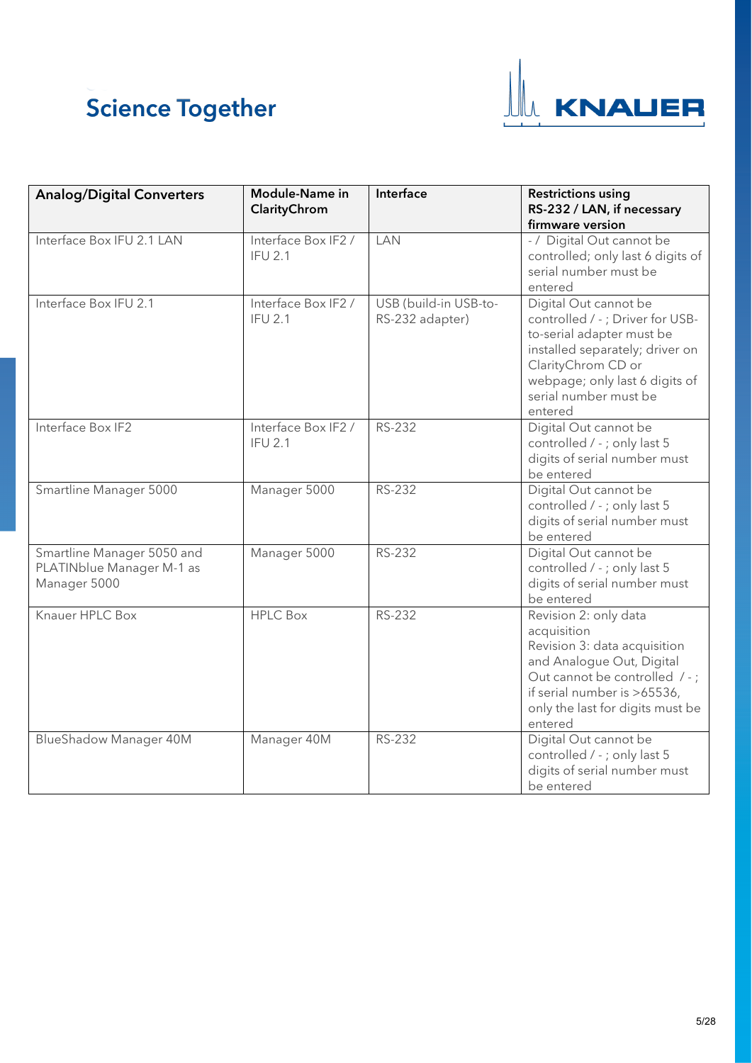| Analog/Digital Converters | Module-Name in ClarityChrom | Interface | Restrictions using RS-232 / LAN, if necessary firmware version |
|---|---|---|---|
| Interface Box IFU 2.1 LAN | Interface Box IF2 / IFU 2.1 | LAN | - / Digital Out cannot be controlled; only last 6 digits of serial number must be entered |
| Interface Box IFU 2.1 | Interface Box IF2 / IFU 2.1 | USB (build-in USB-to-RS-232 adapter) | Digital Out cannot be controlled / - ; Driver for USB-to-serial adapter must be installed separately; driver on ClarityChrom CD or webpage; only last 6 digits of serial number must be entered |
| Interface Box IF2 | Interface Box IF2 / IFU 2.1 | RS-232 | Digital Out cannot be controlled / - ; only last 5 digits of serial number must be entered |
| Smartline Manager 5000 | Manager 5000 | RS-232 | Digital Out cannot be controlled / - ; only last 5 digits of serial number must be entered |
| Smartline Manager 5050 and PLATINblue Manager M-1 as Manager 5000 | Manager 5000 | RS-232 | Digital Out cannot be controlled / - ; only last 5 digits of serial number must be entered |
| Knauer HPLC Box | HPLC Box | RS-232 | Revision 2: only data acquisition<br>Revision 3: data acquisition and Analogue Out, Digital Out cannot be controlled / - ; if serial number is >65536, only the last for digits must be entered |
| BlueShadow Manager 40M | Manager 40M | RS-232 | Digital Out cannot be controlled / - ; only last 5 digits of serial number must be entered |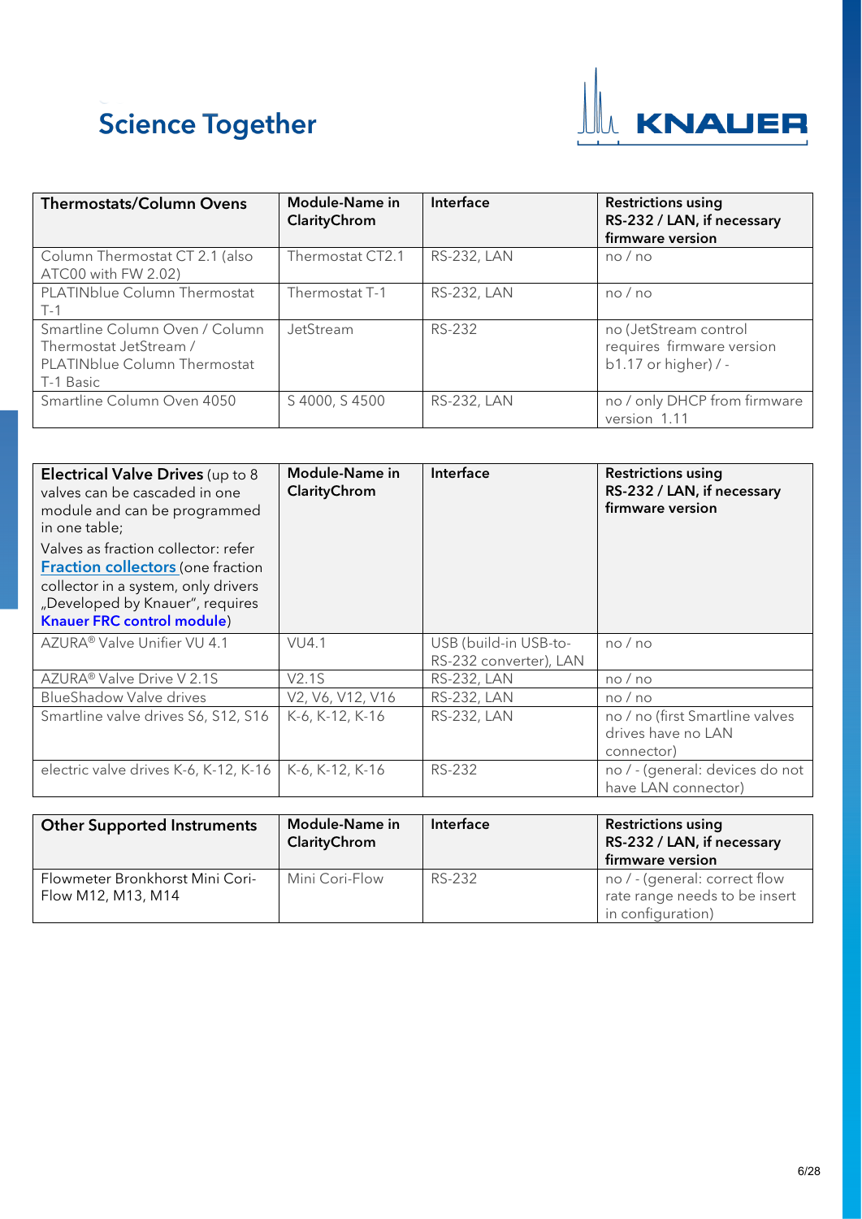| **Thermostats/Column Ovens** | **Module-Name in ClarityChrom** | **Interface** | **Restrictions using RS-232 / LAN, if necessary firmware version** |
| --- | --- | --- | --- |
| Column Thermostat CT 2.1 (also ATC00 with FW 2.02) | Thermostat CT2.1 | RS-232, LAN | no / no |
| PLATINblue Column Thermostat T-1 | Thermostat T-1 | RS-232, LAN | no / no |
| Smartline Column Oven / Column Thermostat JetStream / PLATINblue Column Thermostat T-1 Basic | JetStream | RS-232 | no (JetStream control requires firmware version b1.17 or higher) / - |
| Smartline Column Oven 4050 | S 4000, S 4500 | RS-232, LAN | no / only DHCP from firmware version 1.11 |

| **Electrical Valve Drives** (up to 8 valves can be cascaded in one module and can be programmed in one table; Valves as fraction collector: refer **Fraction collectors** (one fraction collector in a system, only drivers „Developed by Knauer", requires **Knauer FRC control module**) | **Module-Name in ClarityChrom** | **Interface** | **Restrictions using RS-232 / LAN, if necessary firmware version** |
| --- | --- | --- | --- |
| AZURA® Valve Unifier VU 4.1 | VU4.1 | USB (build-in USB-to-RS-232 converter), LAN | no / no |
| AZURA® Valve Drive V 2.1S | V2.1S | RS-232, LAN | no / no |
| BlueShadow Valve drives | V2, V6, V12, V16 | RS-232, LAN | no / no |
| Smartline valve drives S6, S12, S16 | K-6, K-12, K-16 | RS-232, LAN | no / no (first Smartline valves drives have no LAN connector) |
| electric valve drives K-6, K-12, K-16 | K-6, K-12, K-16 | RS-232 | no / - (general: devices do not have LAN connector) |

| **Other Supported Instruments** | **Module-Name in ClarityChrom** | **Interface** | **Restrictions using RS-232 / LAN, if necessary firmware version** |
| --- | --- | --- | --- |
| Flowmeter Bronkhorst Mini Cori-Flow M12, M13, M14 | Mini Cori-Flow | RS-232 | no / - (general: correct flow rate range needs to be insert in configuration) |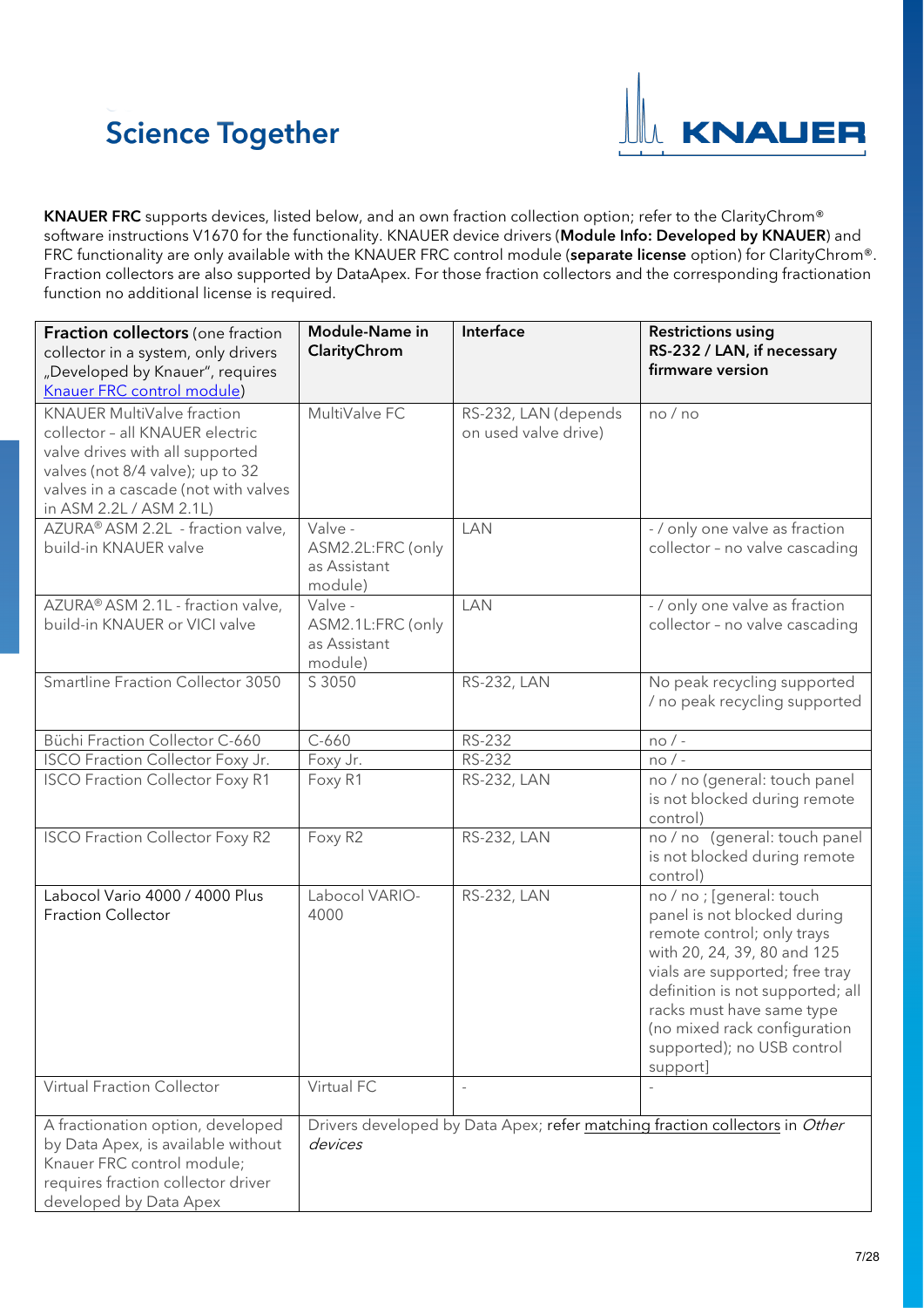**KNAUER FRC** supports devices, listed below, and an own fraction collection option; refer to the ClarityChrom® software instructions V1670 for the functionality. KNAUER device drivers (**Module Info: Developed by KNAUER**) and FRC functionality are only available with the KNAUER FRC control module (**separate license** option) for ClarityChrom®. Fraction collectors are also supported by DataApex. For those fraction collectors and the corresponding fractionation function no additional license is required.

| **Fraction collectors** (one fraction collector in a system, only drivers „Developed by Knauer", requires Knauer FRC control module) | **Module-Name in ClarityChrom** | **Interface** | **Restrictions using RS-232 / LAN, if necessary firmware version** |
|---|---|---|---|
| KNAUER MultiValve fraction collector – all KNAUER electric valve drives with all supported valves (not 8/4 valve); up to 32 valves in a cascade (not with valves in ASM 2.2L / ASM 2.1L) | MultiValve FC | RS-232, LAN (depends on used valve drive) | no / no |
| AZURA® ASM 2.2L - fraction valve, build-in KNAUER valve | Valve - ASM2.2L:FRC (only as Assistant module) | LAN | - / only one valve as fraction collector – no valve cascading |
| AZURA® ASM 2.1L - fraction valve, build-in KNAUER or VICI valve | Valve - ASM2.1L:FRC (only as Assistant module) | LAN | - / only one valve as fraction collector – no valve cascading |
| Smartline Fraction Collector 3050 | S 3050 | RS-232, LAN | No peak recycling supported / no peak recycling supported |
| Büchi Fraction Collector C-660 | C-660 | RS-232 | no / - |
| ISCO Fraction Collector Foxy Jr. | Foxy Jr. | RS-232 | no / - |
| ISCO Fraction Collector Foxy R1 | Foxy R1 | RS-232, LAN | no / no (general: touch panel is not blocked during remote control) |
| ISCO Fraction Collector Foxy R2 | Foxy R2 | RS-232, LAN | no / no (general: touch panel is not blocked during remote control) |
| Labocol Vario 4000 / 4000 Plus Fraction Collector | Labocol VARIO-4000 | RS-232, LAN | no / no ; [general: touch panel is not blocked during remote control; only trays with 20, 24, 39, 80 and 125 vials are supported; free tray definition is not supported; all racks must have same type (no mixed rack configuration supported); no USB control support] |
| Virtual Fraction Collector | Virtual FC | - | - |
| A fractionation option, developed by Data Apex, is available without Knauer FRC control module; requires fraction collector driver developed by Data Apex | Drivers developed by Data Apex; refer matching fraction collectors in *Other devices* | | |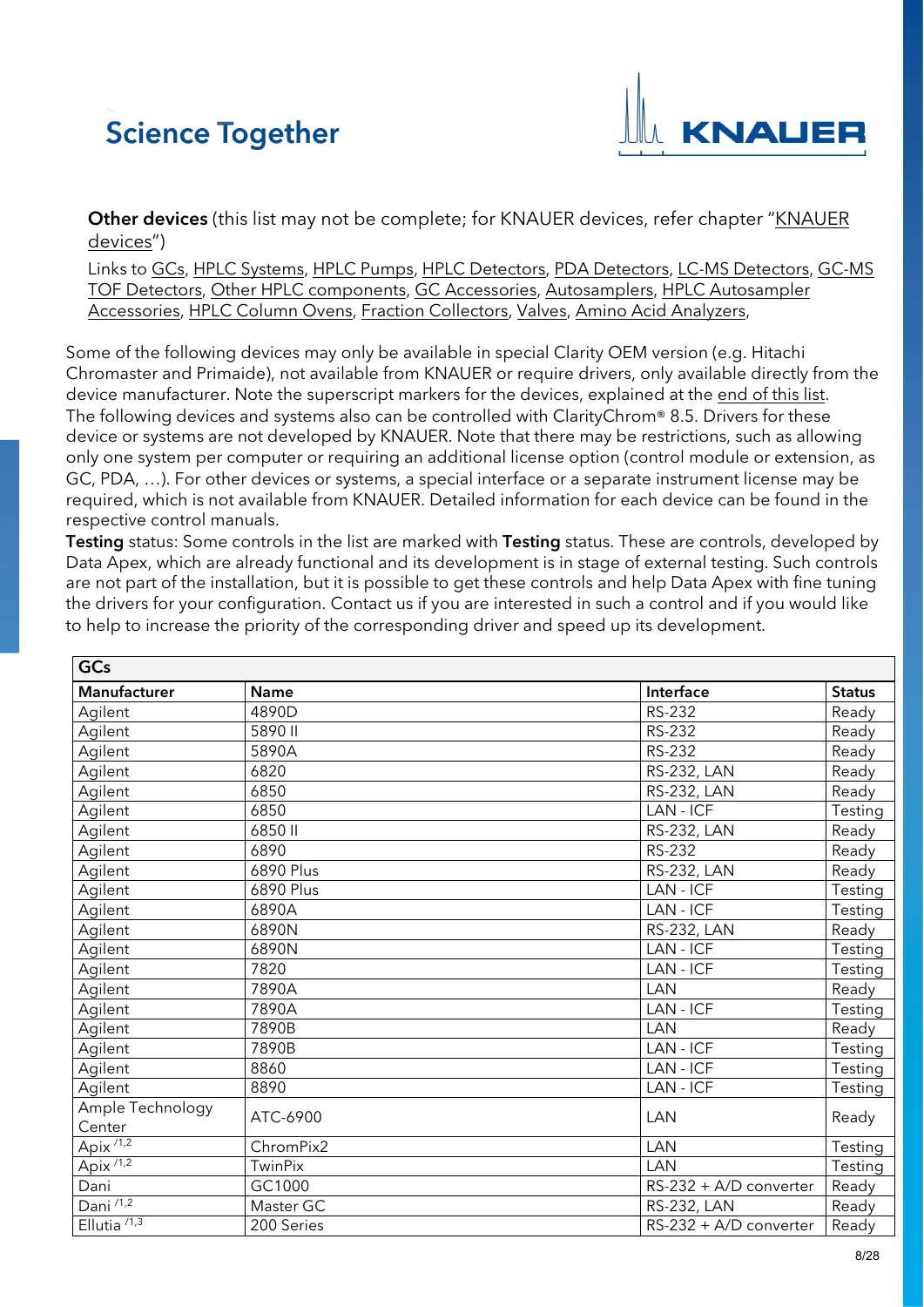**Other devices** (this list may not be complete; for KNAUER devices, refer chapter "KNAUER devices")

Links to GCs, HPLC Systems, HPLC Pumps, HPLC Detectors, PDA Detectors, LC-MS Detectors, GC-MS TOF Detectors, Other HPLC components, GC Accessories, Autosamplers, HPLC Autosampler Accessories, HPLC Column Ovens, Fraction Collectors, Valves, Amino Acid Analyzers,

Some of the following devices may only be available in special Clarity OEM version (e.g. Hitachi Chromaster and Primaide), not available from KNAUER or require drivers, only available directly from the device manufacturer. Note the superscript markers for the devices, explained at the end of this list. The following devices and systems also can be controlled with ClarityChrom® 8.5. Drivers for these device or systems are not developed by KNAUER. Note that there may be restrictions, such as allowing only one system per computer or requiring an additional license option (control module or extension, as GC, PDA, …). For other devices or systems, a special interface or a separate instrument license may be required, which is not available from KNAUER. Detailed information for each device can be found in the respective control manuals.

**Testing** status: Some controls in the list are marked with **Testing** status. These are controls, developed by Data Apex, which are already functional and its development is in stage of external testing. Such controls are not part of the installation, but it is possible to get these controls and help Data Apex with fine tuning the drivers for your configuration. Contact us if you are interested in such a control and if you would like to help to increase the priority of the corresponding driver and speed up its development.

**GCs**

| Manufacturer | Name | Interface | Status |
|---|---|---|---|
| Agilent | 4890D | RS-232 | Ready |
| Agilent | 5890 II | RS-232 | Ready |
| Agilent | 5890A | RS-232 | Ready |
| Agilent | 6820 | RS-232, LAN | Ready |
| Agilent | 6850 | RS-232, LAN | Ready |
| Agilent | 6850 | LAN - ICF | Testing |
| Agilent | 6850 II | RS-232, LAN | Ready |
| Agilent | 6890 | RS-232 | Ready |
| Agilent | 6890 Plus | RS-232, LAN | Ready |
| Agilent | 6890 Plus | LAN - ICF | Testing |
| Agilent | 6890A | LAN - ICF | Testing |
| Agilent | 6890N | RS-232, LAN | Ready |
| Agilent | 6890N | LAN - ICF | Testing |
| Agilent | 7820 | LAN - ICF | Testing |
| Agilent | 7890A | LAN | Ready |
| Agilent | 7890A | LAN - ICF | Testing |
| Agilent | 7890B | LAN | Ready |
| Agilent | 7890B | LAN - ICF | Testing |
| Agilent | 8860 | LAN - ICF | Testing |
| Agilent | 8890 | LAN - ICF | Testing |
| Ample Technology Center | ATC-6900 | LAN | Ready |
| Apix [/1,2] | ChromPix2 | LAN | Testing |
| Apix [/1,2] | TwinPix | LAN | Testing |
| Dani | GC1000 | RS-232 + A/D converter | Ready |
| Dani [/1,2] | Master GC | RS-232, LAN | Ready |
| Ellutia [/1,3] | 200 Series | RS-232 + A/D converter | Ready |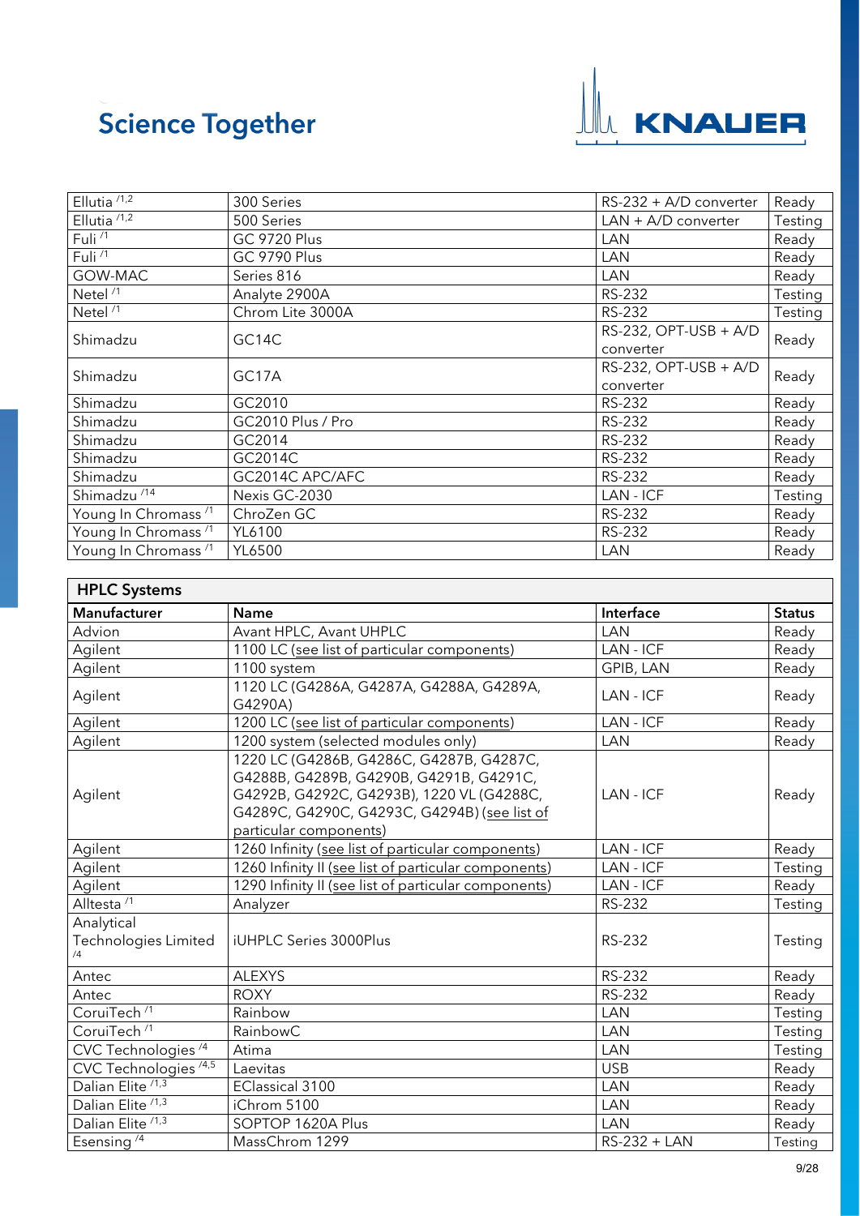| | | | |
|---|---|---|---|
| Ellutia [1,2] | 300 Series | RS-232 + A/D converter | Ready |
| Ellutia [1,2] | 500 Series | LAN + A/D converter | Testing |
| Fuli [1] | GC 9720 Plus | LAN | Ready |
| Fuli [1] | GC 9790 Plus | LAN | Ready |
| GOW-MAC | Series 816 | LAN | Ready |
| Netel [1] | Analyte 2900A | RS-232 | Testing |
| Netel [1] | Chrom Lite 3000A | RS-232 | Testing |
| Shimadzu | GC14C | RS-232, OPT-USB + A/D converter | Ready |
| Shimadzu | GC17A | RS-232, OPT-USB + A/D converter | Ready |
| Shimadzu | GC2010 | RS-232 | Ready |
| Shimadzu | GC2010 Plus / Pro | RS-232 | Ready |
| Shimadzu | GC2014 | RS-232 | Ready |
| Shimadzu | GC2014C | RS-232 | Ready |
| Shimadzu | GC2014C APC/AFC | RS-232 | Ready |
| Shimadzu [14] | Nexis GC-2030 | LAN - ICF | Testing |
| Young In Chromass [1] | ChroZen GC | RS-232 | Ready |
| Young In Chromass [1] | YL6100 | RS-232 | Ready |
| Young In Chromass [1] | YL6500 | LAN | Ready |

| **HPLC Systems** | | | |
|---|---|---|---|
| **Manufacturer** | **Name** | **Interface** | **Status** |
| Advion | Avant HPLC, Avant UHPLC | LAN | Ready |
| Agilent | 1100 LC (see list of particular components) | LAN - ICF | Ready |
| Agilent | 1100 system | GPIB, LAN | Ready |
| Agilent | 1120 LC (G4286A, G4287A, G4288A, G4289A, G4290A) | LAN - ICF | Ready |
| Agilent | 1200 LC (see list of particular components) | LAN - ICF | Ready |
| Agilent | 1200 system (selected modules only) | LAN | Ready |
| Agilent | 1220 LC (G4286B, G4286C, G4287B, G4287C, G4288B, G4289B, G4290B, G4291B, G4291C, G4292B, G4292C, G4293B), 1220 VL (G4288C, G4289C, G4290C, G4293C, G4294B) (see list of particular components) | LAN - ICF | Ready |
| Agilent | 1260 Infinity (see list of particular components) | LAN - ICF | Ready |
| Agilent | 1260 Infinity II (see list of particular components) | LAN - ICF | Testing |
| Agilent | 1290 Infinity II (see list of particular components) | LAN - ICF | Ready |
| Alltesta [1] | Analyzer | RS-232 | Testing |
| Analytical Technologies Limited [4] | iUHPLC Series 3000Plus | RS-232 | Testing |
| Antec | ALEXYS | RS-232 | Ready |
| Antec | ROXY | RS-232 | Ready |
| CoruiTech [1] | Rainbow | LAN | Testing |
| CoruiTech [1] | RainbowC | LAN | Testing |
| CVC Technologies [4] | Atima | LAN | Testing |
| CVC Technologies [4,5] | Laevitas | USB | Ready |
| Dalian Elite [1,3] | EClassical 3100 | LAN | Ready |
| Dalian Elite [1,3] | iChrom 5100 | LAN | Ready |
| Dalian Elite [1,3] | SOPTOP 1620A Plus | LAN | Ready |
| Esensing [4] | MassChrom 1299 | RS-232 + LAN | Testing |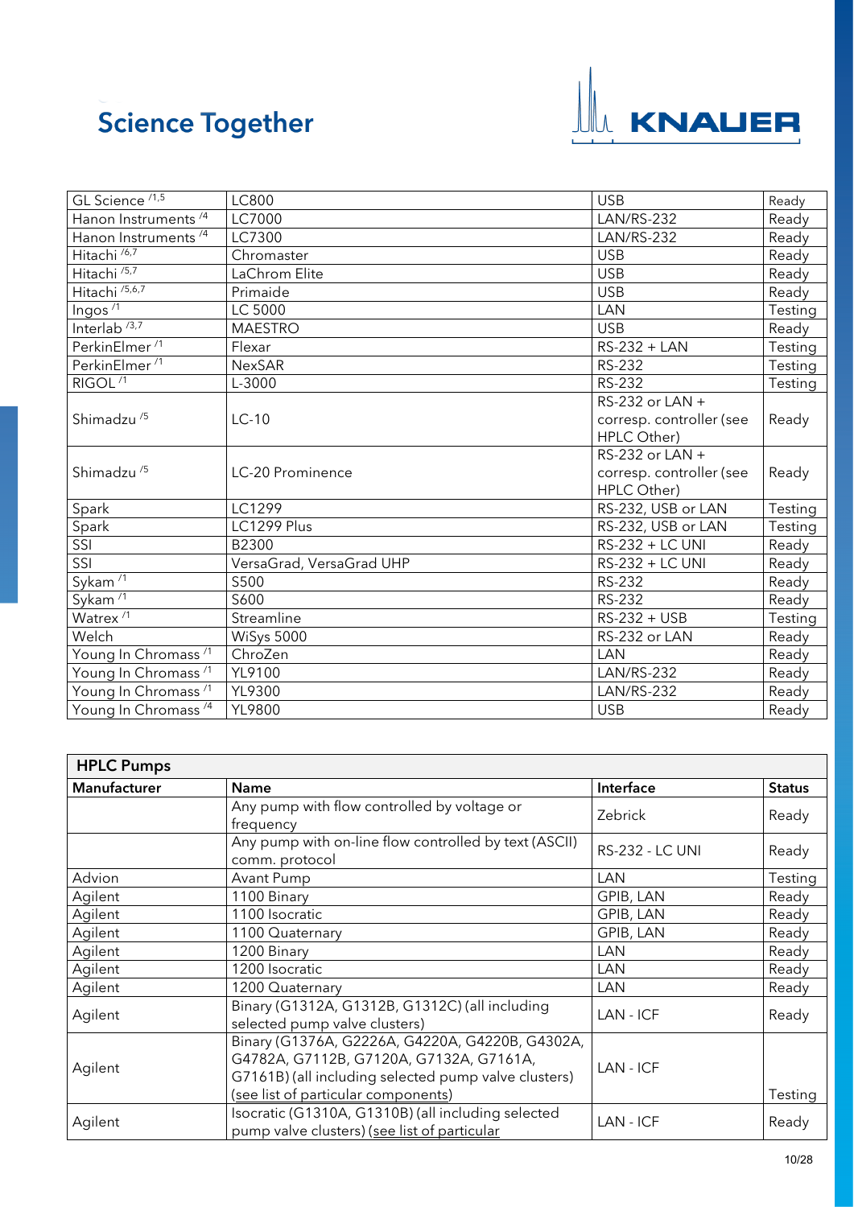| GL Science [1,5] | LC800 | USB | Ready |
|---|---|---|---|
| Hanon Instruments [4] | LC7000 | LAN/RS-232 | Ready |
| Hanon Instruments [4] | LC7300 | LAN/RS-232 | Ready |
| Hitachi [6,7] | Chromaster | USB | Ready |
| Hitachi [5,7] | LaChrom Elite | USB | Ready |
| Hitachi [5,6,7] | Primaide | USB | Ready |
| Ingos [1] | LC 5000 | LAN | Testing |
| Interlab [3,7] | MAESTRO | USB | Ready |
| PerkinElmer [1] | Flexar | RS-232 + LAN | Testing |
| PerkinElmer [1] | NexSAR | RS-232 | Testing |
| RIGOL [1] | L-3000 | RS-232 | Testing |
| Shimadzu [5] | LC-10 | RS-232 or LAN + corresp. controller (see HPLC Other) | Ready |
| Shimadzu [5] | LC-20 Prominence | RS-232 or LAN + corresp. controller (see HPLC Other) | Ready |
| Spark | LC1299 | RS-232, USB or LAN | Testing |
| Spark | LC1299 Plus | RS-232, USB or LAN | Testing |
| SSI | B2300 | RS-232 + LC UNI | Ready |
| SSI | VersaGrad, VersaGrad UHP | RS-232 + LC UNI | Ready |
| Sykam [1] | S500 | RS-232 | Ready |
| Sykam [1] | S600 | RS-232 | Ready |
| Watrex [1] | Streamline | RS-232 + USB | Testing |
| Welch | WiSys 5000 | RS-232 or LAN | Ready |
| Young In Chromass [1] | ChroZen | LAN | Ready |
| Young In Chromass [1] | YL9100 | LAN/RS-232 | Ready |
| Young In Chromass [1] | YL9300 | LAN/RS-232 | Ready |
| Young In Chromass [4] | YL9800 | USB | Ready |

| **HPLC Pumps** | | | |
|---|---|---|---|
| **Manufacturer** | **Name** | **Interface** | **Status** |
| | Any pump with flow controlled by voltage or frequency | Zebrick | Ready |
| | Any pump with on-line flow controlled by text (ASCII) comm. protocol | RS-232 - LC UNI | Ready |
| Advion | Avant Pump | LAN | Testing |
| Agilent | 1100 Binary | GPIB, LAN | Ready |
| Agilent | 1100 Isocratic | GPIB, LAN | Ready |
| Agilent | 1100 Quaternary | GPIB, LAN | Ready |
| Agilent | 1200 Binary | LAN | Ready |
| Agilent | 1200 Isocratic | LAN | Ready |
| Agilent | 1200 Quaternary | LAN | Ready |
| Agilent | Binary (G1312A, G1312B, G1312C) (all including selected pump valve clusters) | LAN - ICF | Ready |
| Agilent | Binary (G1376A, G2226A, G4220A, G4220B, G4302A, G4782A, G7112B, G7120A, G7132A, G7161A, G7161B) (all including selected pump valve clusters) (see list of particular components) | LAN - ICF | Testing |
| Agilent | Isocratic (G1310A, G1310B) (all including selected pump valve clusters) (see list of particular | LAN - ICF | Ready |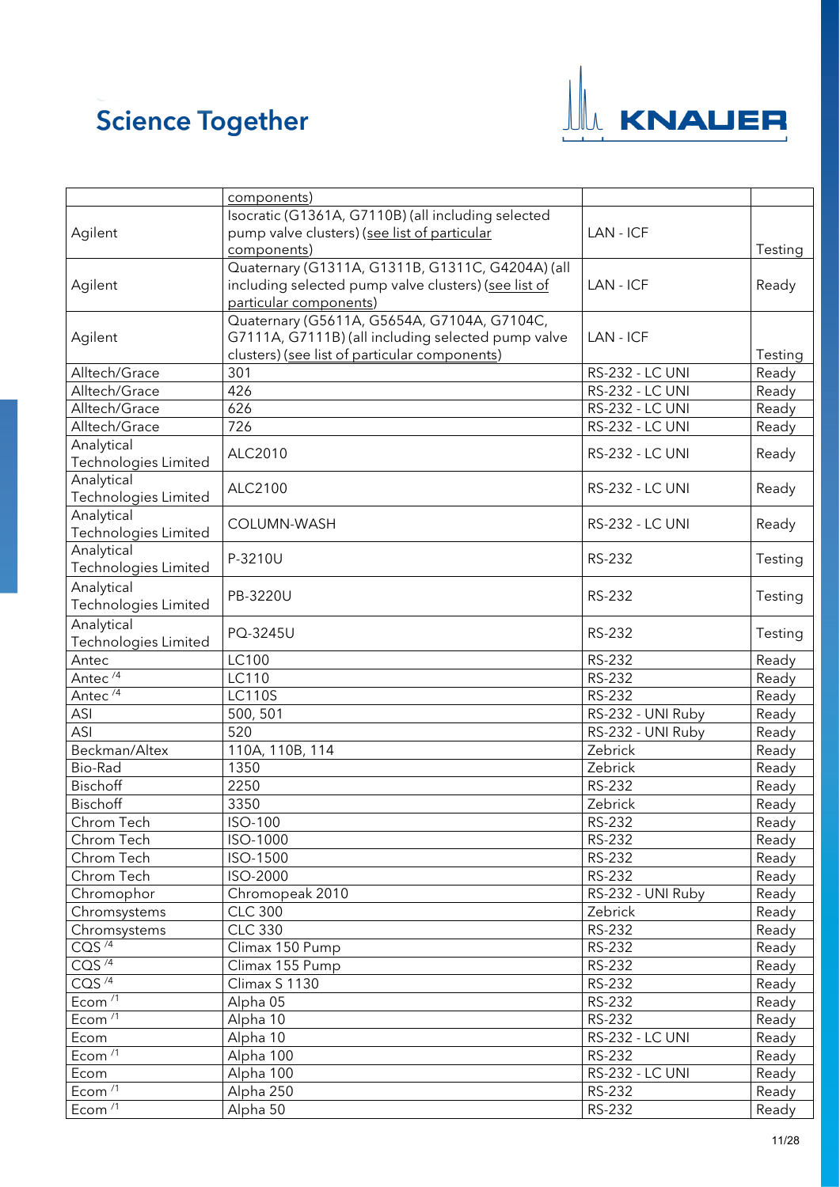|  | components) |  |  |
|---|---|---|---|
| Agilent | Isocratic (G1361A, G7110B) (all including selected pump valve clusters) (see list of particular components) | LAN - ICF | Testing |
| Agilent | Quaternary (G1311A, G1311B, G1311C, G4204A) (all including selected pump valve clusters) (see list of particular components) | LAN - ICF | Ready |
| Agilent | Quaternary (G5611A, G5654A, G7104A, G7104C, G7111A, G7111B) (all including selected pump valve clusters) (see list of particular components) | LAN - ICF | Testing |
| Alltech/Grace | 301 | RS-232 - LC UNI | Ready |
| Alltech/Grace | 426 | RS-232 - LC UNI | Ready |
| Alltech/Grace | 626 | RS-232 - LC UNI | Ready |
| Alltech/Grace | 726 | RS-232 - LC UNI | Ready |
| Analytical Technologies Limited | ALC2010 | RS-232 - LC UNI | Ready |
| Analytical Technologies Limited | ALC2100 | RS-232 - LC UNI | Ready |
| Analytical Technologies Limited | COLUMN-WASH | RS-232 - LC UNI | Ready |
| Analytical Technologies Limited | P-3210U | RS-232 | Testing |
| Analytical Technologies Limited | PB-3220U | RS-232 | Testing |
| Analytical Technologies Limited | PQ-3245U | RS-232 | Testing |
| Antec | LC100 | RS-232 | Ready |
| Antec /4 | LC110 | RS-232 | Ready |
| Antec /4 | LC110S | RS-232 | Ready |
| ASI | 500, 501 | RS-232 - UNI Ruby | Ready |
| ASI | 520 | RS-232 - UNI Ruby | Ready |
| Beckman/Altex | 110A, 110B, 114 | Zebrick | Ready |
| Bio-Rad | 1350 | Zebrick | Ready |
| Bischoff | 2250 | RS-232 | Ready |
| Bischoff | 3350 | Zebrick | Ready |
| Chrom Tech | ISO-100 | RS-232 | Ready |
| Chrom Tech | ISO-1000 | RS-232 | Ready |
| Chrom Tech | ISO-1500 | RS-232 | Ready |
| Chrom Tech | ISO-2000 | RS-232 | Ready |
| Chromophor | Chromopeak 2010 | RS-232 - UNI Ruby | Ready |
| Chromsystems | CLC 300 | Zebrick | Ready |
| Chromsystems | CLC 330 | RS-232 | Ready |
| CQS /4 | Climax 150 Pump | RS-232 | Ready |
| CQS /4 | Climax 155 Pump | RS-232 | Ready |
| CQS /4 | Climax S 1130 | RS-232 | Ready |
| Ecom /1 | Alpha 05 | RS-232 | Ready |
| Ecom /1 | Alpha 10 | RS-232 | Ready |
| Ecom | Alpha 10 | RS-232 - LC UNI | Ready |
| Ecom /1 | Alpha 100 | RS-232 | Ready |
| Ecom | Alpha 100 | RS-232 - LC UNI | Ready |
| Ecom /1 | Alpha 250 | RS-232 | Ready |
| Ecom /1 | Alpha 50 | RS-232 | Ready |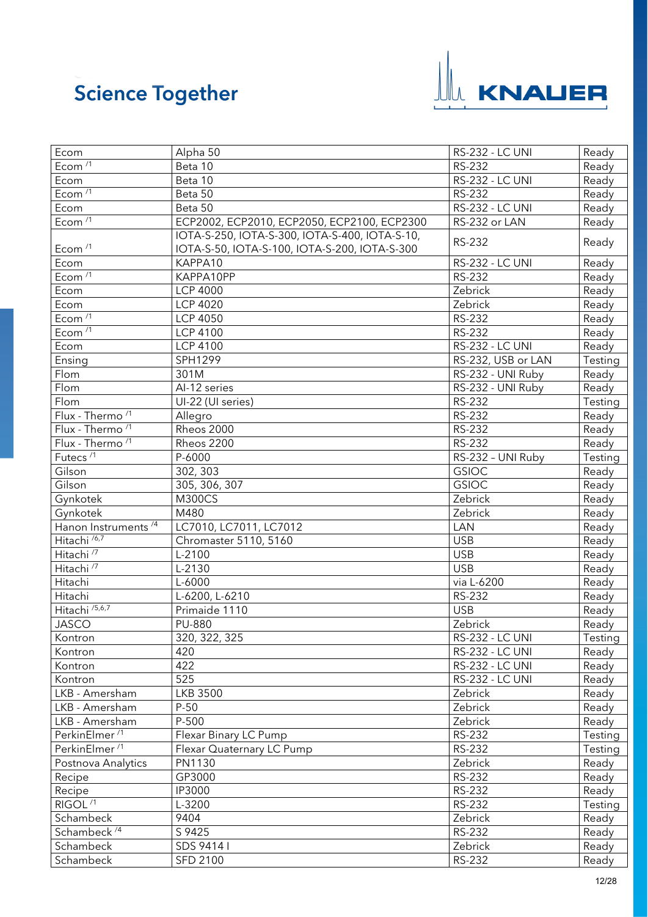| Ecom | Alpha 50 | RS-232 - LC UNI | Ready |
|---|---|---|---|
| Ecom [1] | Beta 10 | RS-232 | Ready |
| Ecom | Beta 10 | RS-232 - LC UNI | Ready |
| Ecom [1] | Beta 50 | RS-232 | Ready |
| Ecom | Beta 50 | RS-232 - LC UNI | Ready |
| Ecom [1] | ECP2002, ECP2010, ECP2050, ECP2100, ECP2300 | RS-232 or LAN | Ready |
| Ecom [1] | IOTA-S-250, IOTA-S-300, IOTA-S-400, IOTA-S-10, IOTA-S-50, IOTA-S-100, IOTA-S-200, IOTA-S-300 | RS-232 | Ready |
| Ecom | KAPPA10 | RS-232 - LC UNI | Ready |
| Ecom [1] | KAPPA10PP | RS-232 | Ready |
| Ecom | LCP 4000 | Zebrick | Ready |
| Ecom | LCP 4020 | Zebrick | Ready |
| Ecom [1] | LCP 4050 | RS-232 | Ready |
| Ecom [1] | LCP 4100 | RS-232 | Ready |
| Ecom | LCP 4100 | RS-232 - LC UNI | Ready |
| Ensing | SPH1299 | RS-232, USB or LAN | Testing |
| Flom | 301M | RS-232 - UNI Ruby | Ready |
| Flom | AI-12 series | RS-232 - UNI Ruby | Ready |
| Flom | UI-22 (UI series) | RS-232 | Testing |
| Flux - Thermo [1] | Allegro | RS-232 | Ready |
| Flux - Thermo [1] | Rheos 2000 | RS-232 | Ready |
| Flux - Thermo [1] | Rheos 2200 | RS-232 | Ready |
| Futecs [1] | P-6000 | RS-232 – UNI Ruby | Testing |
| Gilson | 302, 303 | GSIOC | Ready |
| Gilson | 305, 306, 307 | GSIOC | Ready |
| Gynkotek | M300CS | Zebrick | Ready |
| Gynkotek | M480 | Zebrick | Ready |
| Hanon Instruments [4] | LC7010, LC7011, LC7012 | LAN | Ready |
| Hitachi [6,7] | Chromaster 5110, 5160 | USB | Ready |
| Hitachi [7] | L-2100 | USB | Ready |
| Hitachi [7] | L-2130 | USB | Ready |
| Hitachi | L-6000 | via L-6200 | Ready |
| Hitachi | L-6200, L-6210 | RS-232 | Ready |
| Hitachi [5,6,7] | Primaide 1110 | USB | Ready |
| JASCO | PU-880 | Zebrick | Ready |
| Kontron | 320, 322, 325 | RS-232 - LC UNI | Testing |
| Kontron | 420 | RS-232 - LC UNI | Ready |
| Kontron | 422 | RS-232 - LC UNI | Ready |
| Kontron | 525 | RS-232 - LC UNI | Ready |
| LKB - Amersham | LKB 3500 | Zebrick | Ready |
| LKB - Amersham | P-50 | Zebrick | Ready |
| LKB - Amersham | P-500 | Zebrick | Ready |
| PerkinElmer [1] | Flexar Binary LC Pump | RS-232 | Testing |
| PerkinElmer [1] | Flexar Quaternary LC Pump | RS-232 | Testing |
| Postnova Analytics | PN1130 | Zebrick | Ready |
| Recipe | GP3000 | RS-232 | Ready |
| Recipe | IP3000 | RS-232 | Ready |
| RIGOL [1] | L-3200 | RS-232 | Testing |
| Schambeck | 9404 | Zebrick | Ready |
| Schambeck [4] | S 9425 | RS-232 | Ready |
| Schambeck | SDS 9414 I | Zebrick | Ready |
| Schambeck | SFD 2100 | RS-232 | Ready |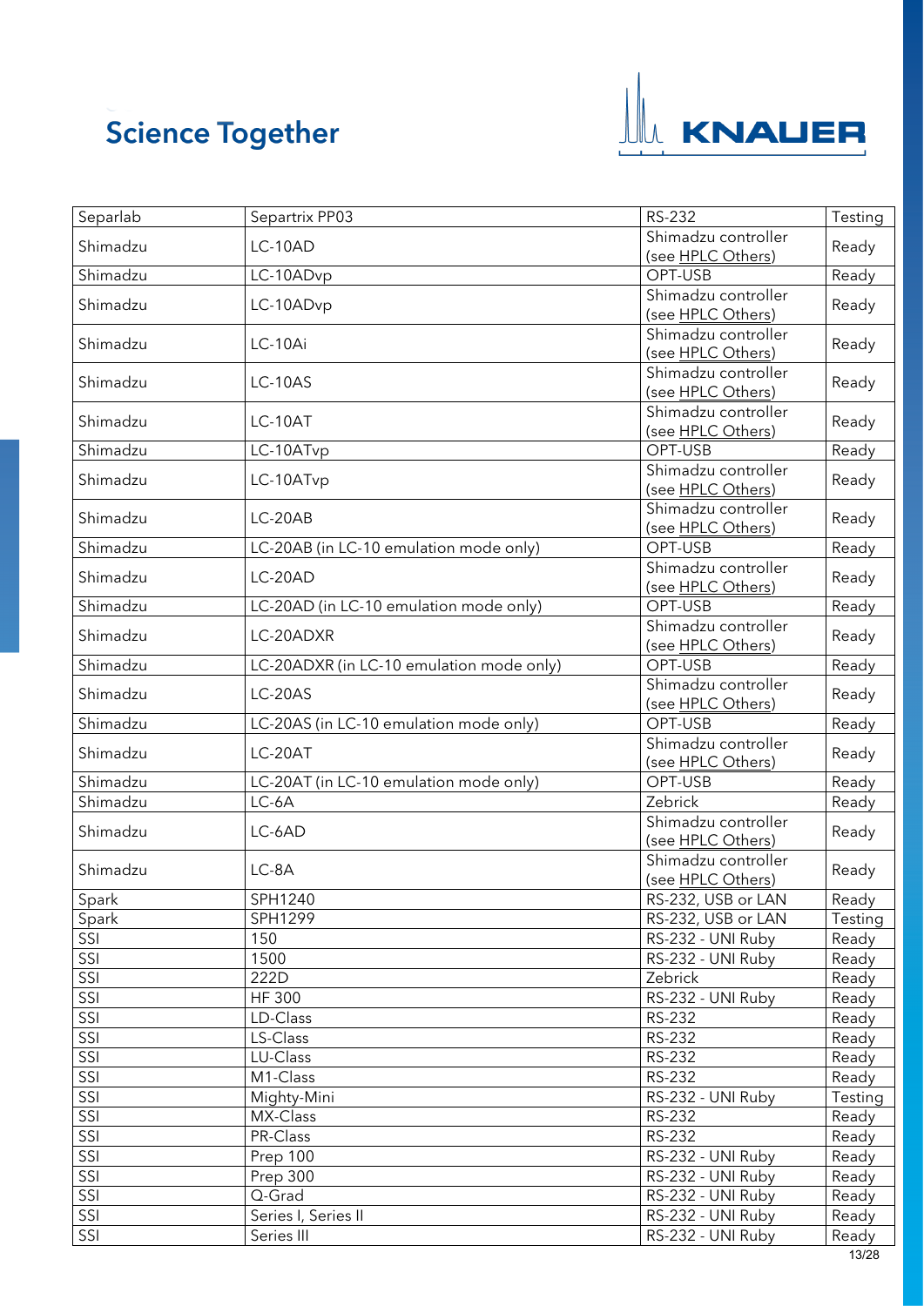| Separlab | Separtrix PP03 | RS-232 | Testing |
|---|---|---|---|
| Shimadzu | LC-10AD | Shimadzu controller (see HPLC Others) | Ready |
| Shimadzu | LC-10ADvp | OPT-USB | Ready |
| Shimadzu | LC-10ADvp | Shimadzu controller (see HPLC Others) | Ready |
| Shimadzu | LC-10Ai | Shimadzu controller (see HPLC Others) | Ready |
| Shimadzu | LC-10AS | Shimadzu controller (see HPLC Others) | Ready |
| Shimadzu | LC-10AT | Shimadzu controller (see HPLC Others) | Ready |
| Shimadzu | LC-10ATvp | OPT-USB | Ready |
| Shimadzu | LC-10ATvp | Shimadzu controller (see HPLC Others) | Ready |
| Shimadzu | LC-20AB | Shimadzu controller (see HPLC Others) | Ready |
| Shimadzu | LC-20AB (in LC-10 emulation mode only) | OPT-USB | Ready |
| Shimadzu | LC-20AD | Shimadzu controller (see HPLC Others) | Ready |
| Shimadzu | LC-20AD (in LC-10 emulation mode only) | OPT-USB | Ready |
| Shimadzu | LC-20ADXR | Shimadzu controller (see HPLC Others) | Ready |
| Shimadzu | LC-20ADXR (in LC-10 emulation mode only) | OPT-USB | Ready |
| Shimadzu | LC-20AS | Shimadzu controller (see HPLC Others) | Ready |
| Shimadzu | LC-20AS (in LC-10 emulation mode only) | OPT-USB | Ready |
| Shimadzu | LC-20AT | Shimadzu controller (see HPLC Others) | Ready |
| Shimadzu | LC-20AT (in LC-10 emulation mode only) | OPT-USB | Ready |
| Shimadzu | LC-6A | Zebrick | Ready |
| Shimadzu | LC-6AD | Shimadzu controller (see HPLC Others) | Ready |
| Shimadzu | LC-8A | Shimadzu controller (see HPLC Others) | Ready |
| Spark | SPH1240 | RS-232, USB or LAN | Ready |
| Spark | SPH1299 | RS-232, USB or LAN | Testing |
| SSI | 150 | RS-232 - UNI Ruby | Ready |
| SSI | 1500 | RS-232 - UNI Ruby | Ready |
| SSI | 222D | Zebrick | Ready |
| SSI | HF 300 | RS-232 - UNI Ruby | Ready |
| SSI | LD-Class | RS-232 | Ready |
| SSI | LS-Class | RS-232 | Ready |
| SSI | LU-Class | RS-232 | Ready |
| SSI | M1-Class | RS-232 | Ready |
| SSI | Mighty-Mini | RS-232 - UNI Ruby | Testing |
| SSI | MX-Class | RS-232 | Ready |
| SSI | PR-Class | RS-232 | Ready |
| SSI | Prep 100 | RS-232 - UNI Ruby | Ready |
| SSI | Prep 300 | RS-232 - UNI Ruby | Ready |
| SSI | Q-Grad | RS-232 - UNI Ruby | Ready |
| SSI | Series I, Series II | RS-232 - UNI Ruby | Ready |
| SSI | Series III | RS-232 - UNI Ruby | Ready |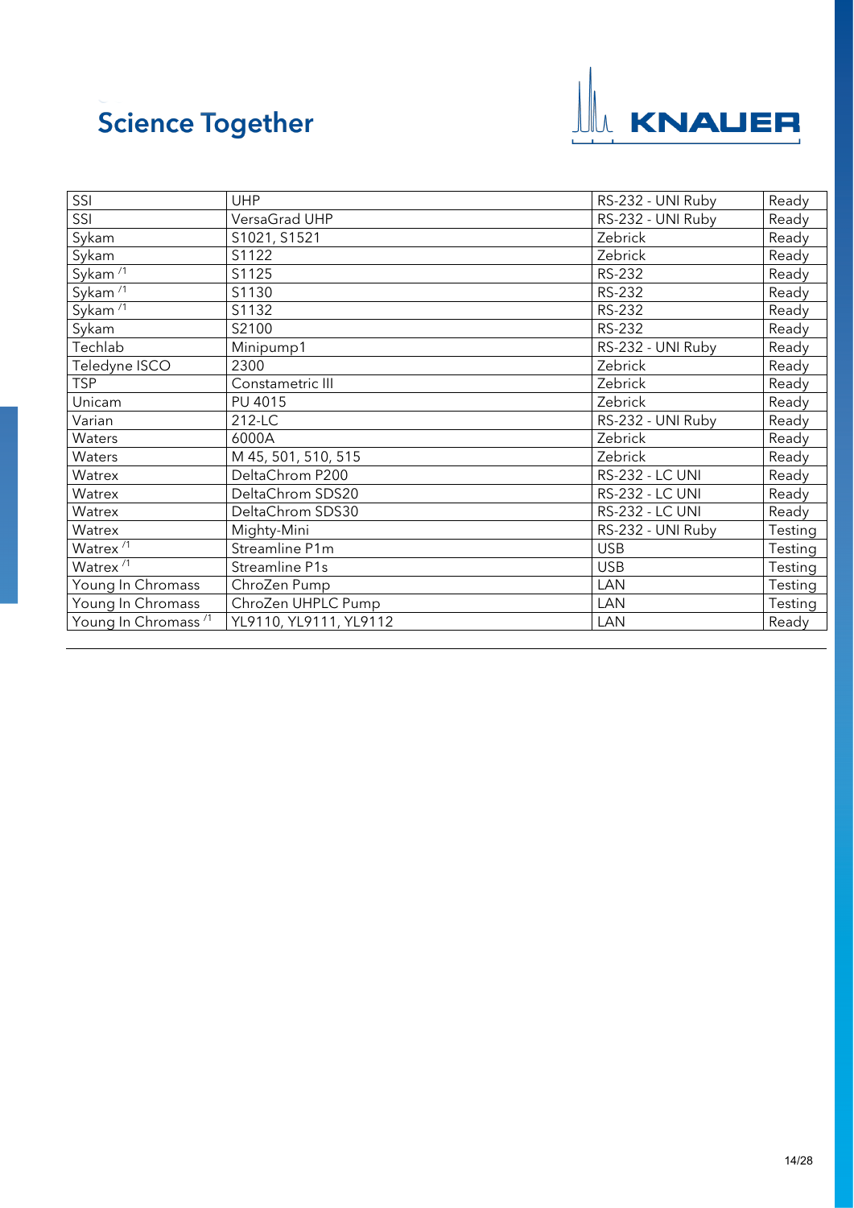| SSI | UHP | RS-232 - UNI Ruby | Ready |
|---|---|---|---|
| SSI | VersaGrad UHP | RS-232 - UNI Ruby | Ready |
| Sykam | S1021, S1521 | Zebrick | Ready |
| Sykam | S1122 | Zebrick | Ready |
| Sykam /1 | S1125 | RS-232 | Ready |
| Sykam /1 | S1130 | RS-232 | Ready |
| Sykam /1 | S1132 | RS-232 | Ready |
| Sykam | S2100 | RS-232 | Ready |
| Techlab | Minipump1 | RS-232 - UNI Ruby | Ready |
| Teledyne ISCO | 2300 | Zebrick | Ready |
| TSP | Constametric III | Zebrick | Ready |
| Unicam | PU 4015 | Zebrick | Ready |
| Varian | 212-LC | RS-232 - UNI Ruby | Ready |
| Waters | 6000A | Zebrick | Ready |
| Waters | M 45, 501, 510, 515 | Zebrick | Ready |
| Watrex | DeltaChrom P200 | RS-232 - LC UNI | Ready |
| Watrex | DeltaChrom SDS20 | RS-232 - LC UNI | Ready |
| Watrex | DeltaChrom SDS30 | RS-232 - LC UNI | Ready |
| Watrex | Mighty-Mini | RS-232 - UNI Ruby | Testing |
| Watrex /1 | Streamline P1m | USB | Testing |
| Watrex /1 | Streamline P1s | USB | Testing |
| Young In Chromass | ChroZen Pump | LAN | Testing |
| Young In Chromass | ChroZen UHPLC Pump | LAN | Testing |
| Young In Chromass /1 | YL9110, YL9111, YL9112 | LAN | Ready |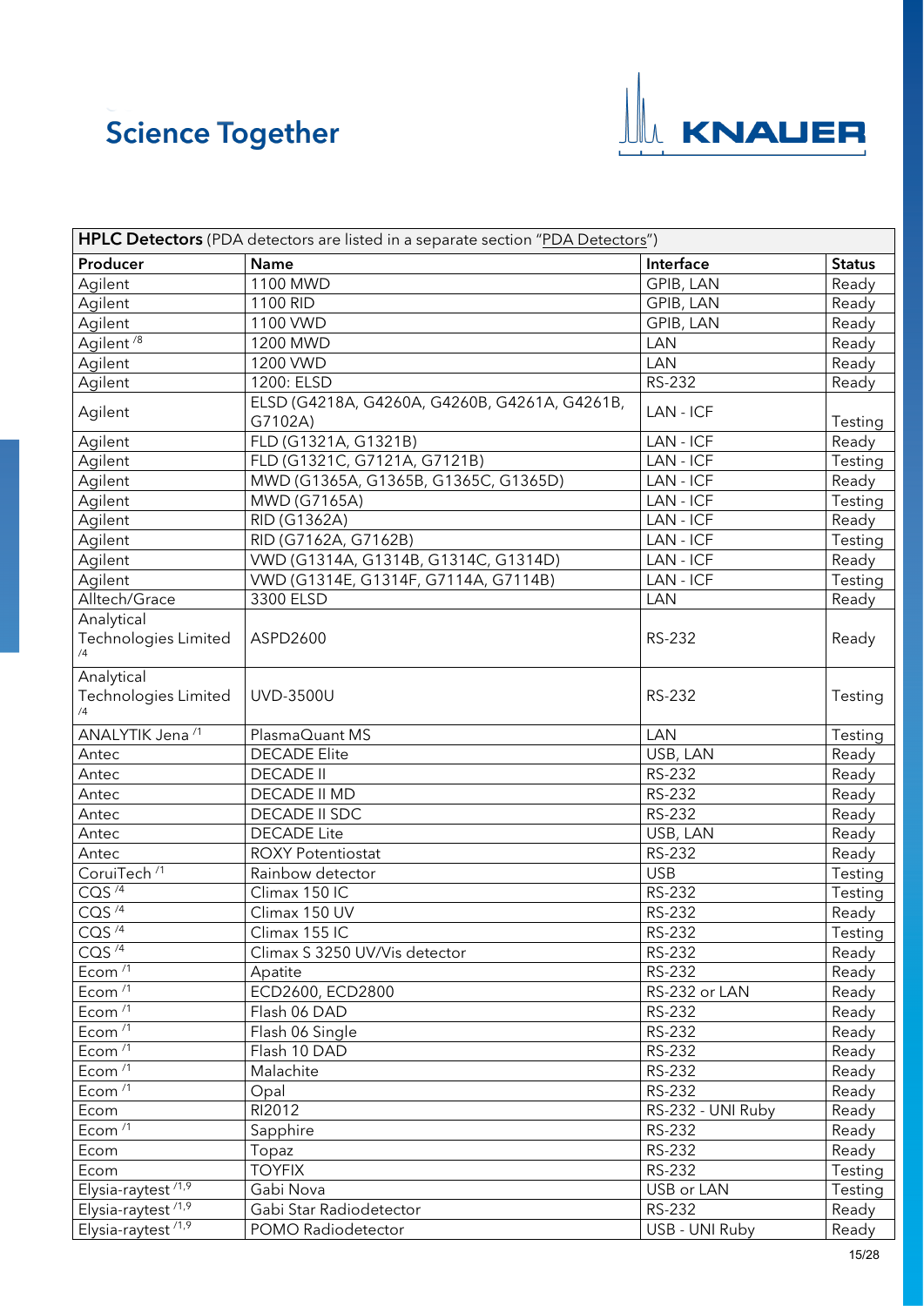**Science Together**

KNAUER

| **HPLC Detectors** (PDA detectors are listed in a separate section "PDA Detectors") | | | |
|---|---|---|---|
| **Producer** | **Name** | **Interface** | **Status** |
| Agilent | 1100 MWD | GPIB, LAN | Ready |
| Agilent | 1100 RID | GPIB, LAN | Ready |
| Agilent | 1100 VWD | GPIB, LAN | Ready |
| Agilent /8 | 1200 MWD | LAN | Ready |
| Agilent | 1200 VWD | LAN | Ready |
| Agilent | 1200: ELSD | RS-232 | Ready |
| Agilent | ELSD (G4218A, G4260A, G4260B, G4261A, G4261B, G7102A) | LAN - ICF | Testing |
| Agilent | FLD (G1321A, G1321B) | LAN - ICF | Ready |
| Agilent | FLD (G1321C, G7121A, G7121B) | LAN - ICF | Testing |
| Agilent | MWD (G1365A, G1365B, G1365C, G1365D) | LAN - ICF | Ready |
| Agilent | MWD (G7165A) | LAN - ICF | Testing |
| Agilent | RID (G1362A) | LAN - ICF | Ready |
| Agilent | RID (G7162A, G7162B) | LAN - ICF | Testing |
| Agilent | VWD (G1314A, G1314B, G1314C, G1314D) | LAN - ICF | Ready |
| Agilent | VWD (G1314E, G1314F, G7114A, G7114B) | LAN - ICF | Testing |
| Alltech/Grace | 3300 ELSD | LAN | Ready |
| Analytical Technologies Limited /4 | ASPD2600 | RS-232 | Ready |
| Analytical Technologies Limited /4 | UVD-3500U | RS-232 | Testing |
| ANALYTIK Jena /1 | PlasmaQuant MS | LAN | Testing |
| Antec | DECADE Elite | USB, LAN | Ready |
| Antec | DECADE II | RS-232 | Ready |
| Antec | DECADE II MD | RS-232 | Ready |
| Antec | DECADE II SDC | RS-232 | Ready |
| Antec | DECADE Lite | USB, LAN | Ready |
| Antec | ROXY Potentiostat | RS-232 | Ready |
| CoruiTech /1 | Rainbow detector | USB | Testing |
| CQS /4 | Climax 150 IC | RS-232 | Testing |
| CQS /4 | Climax 150 UV | RS-232 | Ready |
| CQS /4 | Climax 155 IC | RS-232 | Testing |
| CQS /4 | Climax S 3250 UV/Vis detector | RS-232 | Ready |
| Ecom /1 | Apatite | RS-232 | Ready |
| Ecom /1 | ECD2600, ECD2800 | RS-232 or LAN | Ready |
| Ecom /1 | Flash 06 DAD | RS-232 | Ready |
| Ecom /1 | Flash 06 Single | RS-232 | Ready |
| Ecom /1 | Flash 10 DAD | RS-232 | Ready |
| Ecom /1 | Malachite | RS-232 | Ready |
| Ecom /1 | Opal | RS-232 | Ready |
| Ecom | RI2012 | RS-232 - UNI Ruby | Ready |
| Ecom /1 | Sapphire | RS-232 | Ready |
| Ecom | Topaz | RS-232 | Ready |
| Ecom | TOYFIX | RS-232 | Testing |
| Elysia-raytest /1,9 | Gabi Nova | USB or LAN | Testing |
| Elysia-raytest /1,9 | Gabi Star Radiodetector | RS-232 | Ready |
| Elysia-raytest /1,9 | POMO Radiodetector | USB - UNI Ruby | Ready |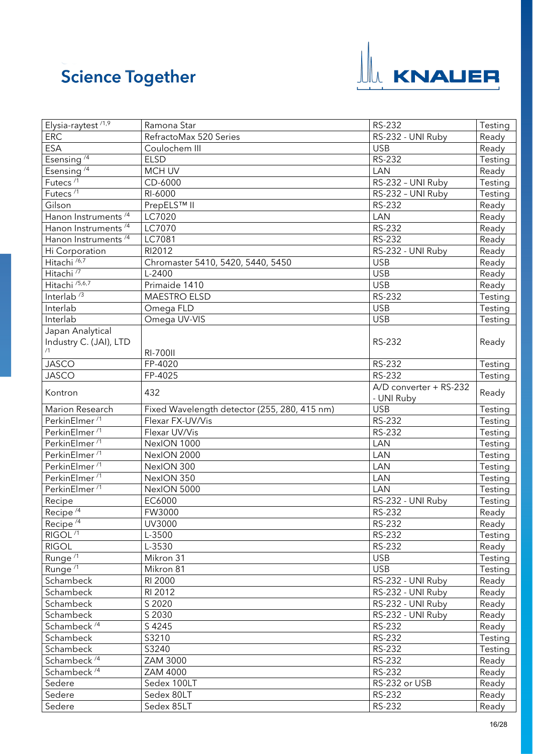| Elysia-raytest [1,9] | Ramona Star | RS-232 | Testing |
|---|---|---|---|
| ERC | RefractoMax 520 Series | RS-232 - UNI Ruby | Ready |
| ESA | Coulochem III | USB | Ready |
| Esensing [4] | ELSD | RS-232 | Testing |
| Esensing [4] | MCH UV | LAN | Ready |
| Futecs [1] | CD-6000 | RS-232 – UNI Ruby | Testing |
| Futecs [1] | RI-6000 | RS-232 – UNI Ruby | Testing |
| Gilson | PrepELS™ II | RS-232 | Ready |
| Hanon Instruments [4] | LC7020 | LAN | Ready |
| Hanon Instruments [4] | LC7070 | RS-232 | Ready |
| Hanon Instruments [4] | LC7081 | RS-232 | Ready |
| Hi Corporation | RI2012 | RS-232 - UNI Ruby | Ready |
| Hitachi [6,7] | Chromaster 5410, 5420, 5440, 5450 | USB | Ready |
| Hitachi [7] | L-2400 | USB | Ready |
| Hitachi [5,6,7] | Primaide 1410 | USB | Ready |
| Interlab [3] | MAESTRO ELSD | RS-232 | Testing |
| Interlab | Omega FLD | USB | Testing |
| Interlab | Omega UV-VIS | USB | Testing |
| Japan Analytical Industry C. (JAI), LTD [1] | RI-700II | RS-232 | Ready |
| JASCO | FP-4020 | RS-232 | Testing |
| JASCO | FP-4025 | RS-232 | Testing |
| Kontron | 432 | A/D converter + RS-232 - UNI Ruby | Ready |
| Marion Research | Fixed Wavelength detector (255, 280, 415 nm) | USB | Testing |
| PerkinElmer [1] | Flexar FX-UV/Vis | RS-232 | Testing |
| PerkinElmer [1] | Flexar UV/Vis | RS-232 | Testing |
| PerkinElmer [1] | NexION 1000 | LAN | Testing |
| PerkinElmer [1] | NexION 2000 | LAN | Testing |
| PerkinElmer [1] | NexION 300 | LAN | Testing |
| PerkinElmer [1] | NexION 350 | LAN | Testing |
| PerkinElmer [1] | NexION 5000 | LAN | Testing |
| Recipe | EC6000 | RS-232 - UNI Ruby | Testing |
| Recipe [4] | FW3000 | RS-232 | Ready |
| Recipe [4] | UV3000 | RS-232 | Ready |
| RIGOL [1] | L-3500 | RS-232 | Testing |
| RIGOL | L-3530 | RS-232 | Ready |
| Runge [1] | Mikron 31 | USB | Testing |
| Runge [1] | Mikron 81 | USB | Testing |
| Schambeck | RI 2000 | RS-232 - UNI Ruby | Ready |
| Schambeck | RI 2012 | RS-232 - UNI Ruby | Ready |
| Schambeck | S 2020 | RS-232 - UNI Ruby | Ready |
| Schambeck | S 2030 | RS-232 - UNI Ruby | Ready |
| Schambeck [4] | S 4245 | RS-232 | Ready |
| Schambeck | S3210 | RS-232 | Testing |
| Schambeck | S3240 | RS-232 | Testing |
| Schambeck [4] | ZAM 3000 | RS-232 | Ready |
| Schambeck [4] | ZAM 4000 | RS-232 | Ready |
| Sedere | Sedex 100LT | RS-232 or USB | Ready |
| Sedere | Sedex 80LT | RS-232 | Ready |
| Sedere | Sedex 85LT | RS-232 | Ready |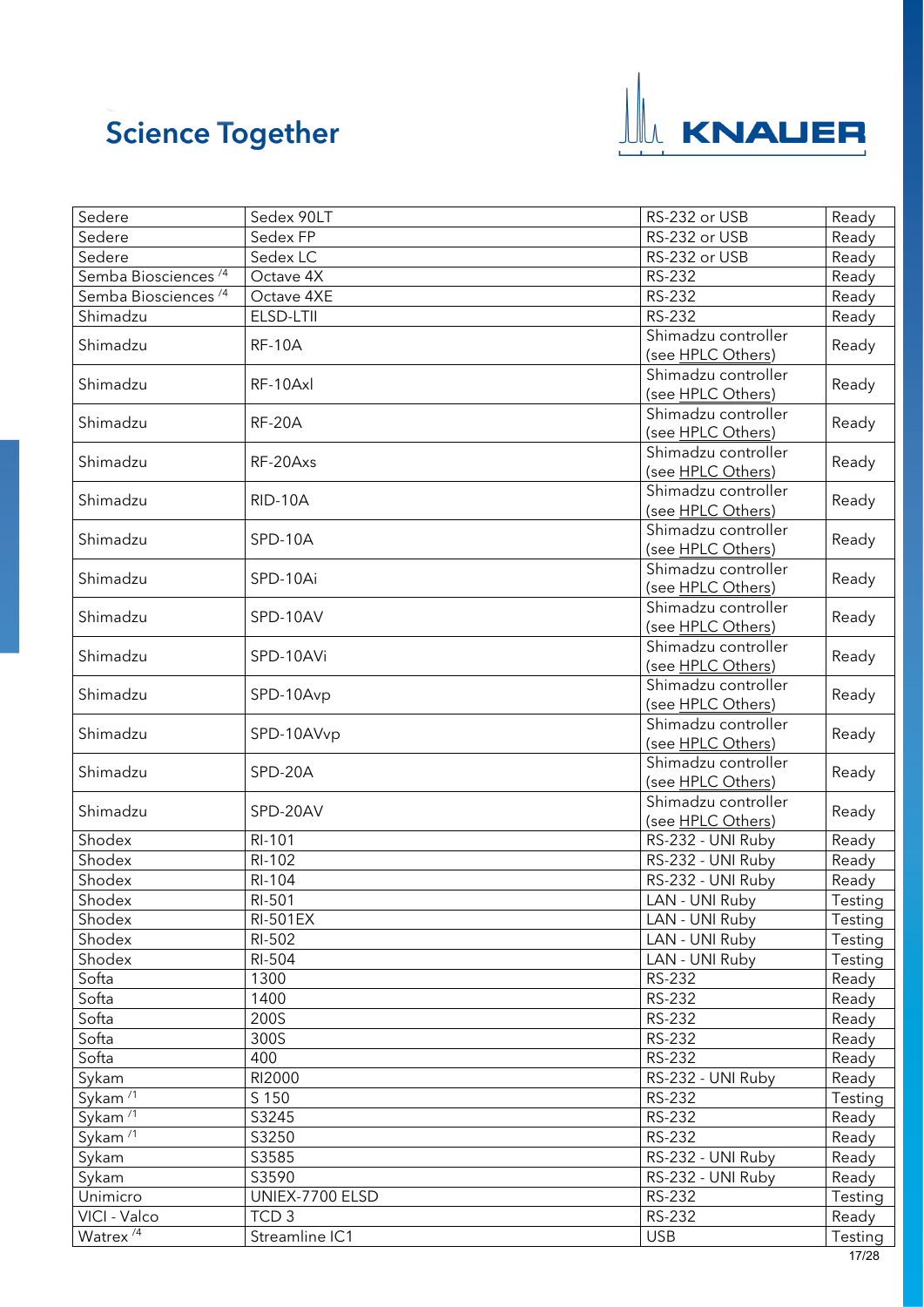| Sedere | Sedex 90LT | RS-232 or USB | Ready |
|---|---|---|---|
| Sedere | Sedex FP | RS-232 or USB | Ready |
| Sedere | Sedex LC | RS-232 or USB | Ready |
| Semba Biosciences /4 | Octave 4X | RS-232 | Ready |
| Semba Biosciences /4 | Octave 4XE | RS-232 | Ready |
| Shimadzu | ELSD-LTII | RS-232 | Ready |
| Shimadzu | RF-10A | Shimadzu controller (see HPLC Others) | Ready |
| Shimadzu | RF-10Axl | Shimadzu controller (see HPLC Others) | Ready |
| Shimadzu | RF-20A | Shimadzu controller (see HPLC Others) | Ready |
| Shimadzu | RF-20Axs | Shimadzu controller (see HPLC Others) | Ready |
| Shimadzu | RID-10A | Shimadzu controller (see HPLC Others) | Ready |
| Shimadzu | SPD-10A | Shimadzu controller (see HPLC Others) | Ready |
| Shimadzu | SPD-10Ai | Shimadzu controller (see HPLC Others) | Ready |
| Shimadzu | SPD-10AV | Shimadzu controller (see HPLC Others) | Ready |
| Shimadzu | SPD-10AVi | Shimadzu controller (see HPLC Others) | Ready |
| Shimadzu | SPD-10Avp | Shimadzu controller (see HPLC Others) | Ready |
| Shimadzu | SPD-10AVvp | Shimadzu controller (see HPLC Others) | Ready |
| Shimadzu | SPD-20A | Shimadzu controller (see HPLC Others) | Ready |
| Shimadzu | SPD-20AV | Shimadzu controller (see HPLC Others) | Ready |
| Shodex | RI-101 | RS-232 - UNI Ruby | Ready |
| Shodex | RI-102 | RS-232 - UNI Ruby | Ready |
| Shodex | RI-104 | RS-232 - UNI Ruby | Ready |
| Shodex | RI-501 | LAN - UNI Ruby | Testing |
| Shodex | RI-501EX | LAN - UNI Ruby | Testing |
| Shodex | RI-502 | LAN - UNI Ruby | Testing |
| Shodex | RI-504 | LAN - UNI Ruby | Testing |
| Softa | 1300 | RS-232 | Ready |
| Softa | 1400 | RS-232 | Ready |
| Softa | 200S | RS-232 | Ready |
| Softa | 300S | RS-232 | Ready |
| Softa | 400 | RS-232 | Ready |
| Sykam | RI2000 | RS-232 - UNI Ruby | Ready |
| Sykam /1 | S 150 | RS-232 | Testing |
| Sykam /1 | S3245 | RS-232 | Ready |
| Sykam /1 | S3250 | RS-232 | Ready |
| Sykam | S3585 | RS-232 - UNI Ruby | Ready |
| Sykam | S3590 | RS-232 - UNI Ruby | Ready |
| Unimicro | UNIEX-7700 ELSD | RS-232 | Testing |
| VICI - Valco | TCD 3 | RS-232 | Ready |
| Watrex /4 | Streamline IC1 | USB | Testing |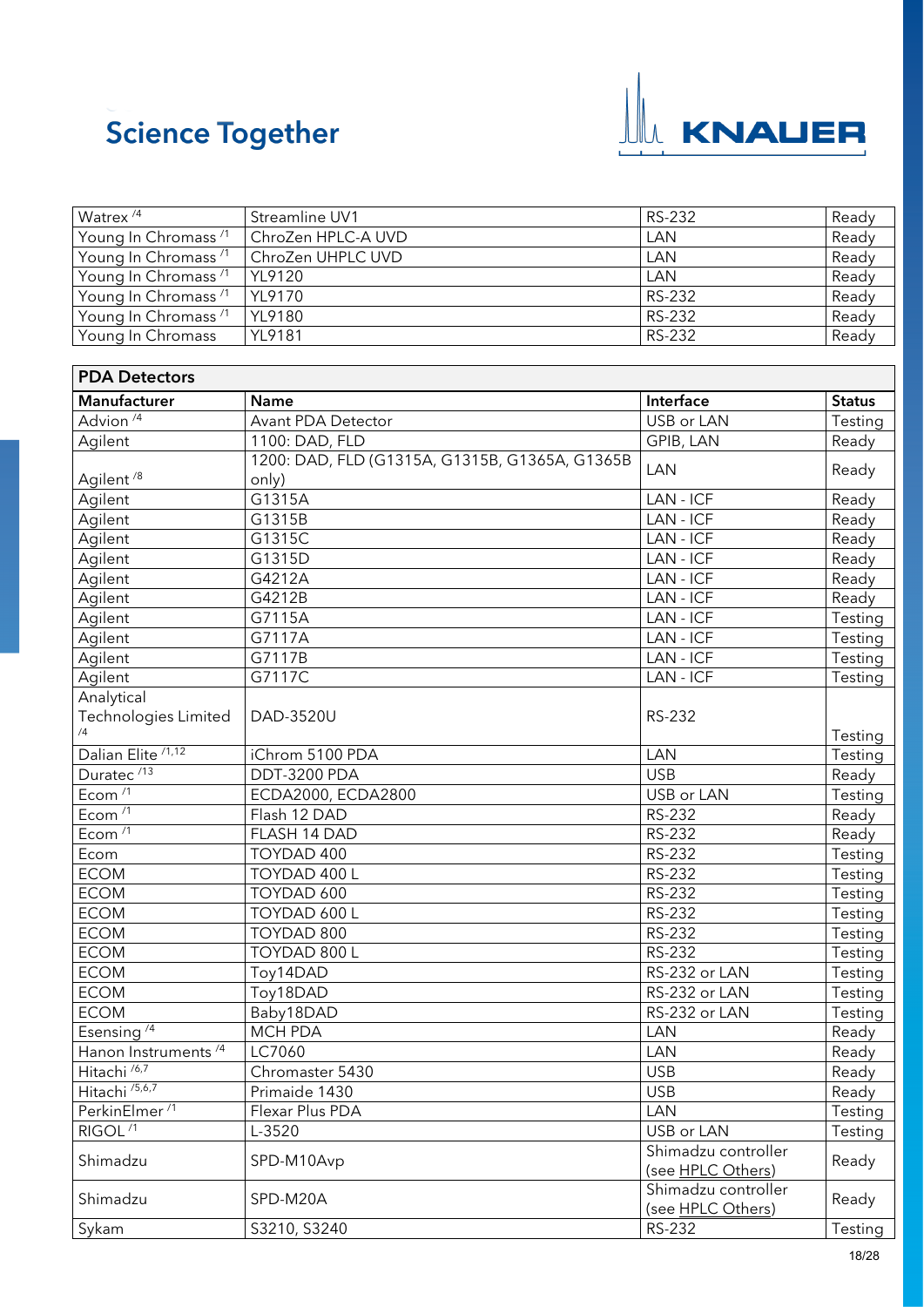| Watrex [4] | Streamline UV1 | RS-232 | Ready |
|---|---|---|---|
| Young In Chromass [1] | ChroZen HPLC-A UVD | LAN | Ready |
| Young In Chromass [1] | ChroZen UHPLC UVD | LAN | Ready |
| Young In Chromass [1] | YL9120 | LAN | Ready |
| Young In Chromass [1] | YL9170 | RS-232 | Ready |
| Young In Chromass [1] | YL9180 | RS-232 | Ready |
| Young In Chromass | YL9181 | RS-232 | Ready |

| **PDA Detectors** | | | |
|---|---|---|---|
| **Manufacturer** | **Name** | **Interface** | **Status** |
| Advion [4] | Avant PDA Detector | USB or LAN | Testing |
| Agilent | 1100: DAD, FLD | GPIB, LAN | Ready |
| Agilent [8] | 1200: DAD, FLD (G1315A, G1315B, G1365A, G1365B only) | LAN | Ready |
| Agilent | G1315A | LAN - ICF | Ready |
| Agilent | G1315B | LAN - ICF | Ready |
| Agilent | G1315C | LAN - ICF | Ready |
| Agilent | G1315D | LAN - ICF | Ready |
| Agilent | G4212A | LAN - ICF | Ready |
| Agilent | G4212B | LAN - ICF | Ready |
| Agilent | G7115A | LAN - ICF | Testing |
| Agilent | G7117A | LAN - ICF | Testing |
| Agilent | G7117B | LAN - ICF | Testing |
| Agilent | G7117C | LAN - ICF | Testing |
| Analytical Technologies Limited [4] | DAD-3520U | RS-232 | Testing |
| Dalian Elite [1,12] | iChrom 5100 PDA | LAN | Testing |
| Duratec [13] | DDT-3200 PDA | USB | Ready |
| Ecom [1] | ECDA2000, ECDA2800 | USB or LAN | Testing |
| Ecom [1] | Flash 12 DAD | RS-232 | Ready |
| Ecom [1] | FLASH 14 DAD | RS-232 | Ready |
| Ecom | TOYDAD 400 | RS-232 | Testing |
| ECOM | TOYDAD 400 L | RS-232 | Testing |
| ECOM | TOYDAD 600 | RS-232 | Testing |
| ECOM | TOYDAD 600 L | RS-232 | Testing |
| ECOM | TOYDAD 800 | RS-232 | Testing |
| ECOM | TOYDAD 800 L | RS-232 | Testing |
| ECOM | Toy14DAD | RS-232 or LAN | Testing |
| ECOM | Toy18DAD | RS-232 or LAN | Testing |
| ECOM | Baby18DAD | RS-232 or LAN | Testing |
| Esensing [4] | MCH PDA | LAN | Ready |
| Hanon Instruments [4] | LC7060 | LAN | Ready |
| Hitachi [6,7] | Chromaster 5430 | USB | Ready |
| Hitachi [5,6,7] | Primaide 1430 | USB | Ready |
| PerkinElmer [1] | Flexar Plus PDA | LAN | Testing |
| RIGOL [1] | L-3520 | USB or LAN | Testing |
| Shimadzu | SPD-M10Avp | Shimadzu controller (see HPLC Others) | Ready |
| Shimadzu | SPD-M20A | Shimadzu controller (see HPLC Others) | Ready |
| Sykam | S3210, S3240 | RS-232 | Testing |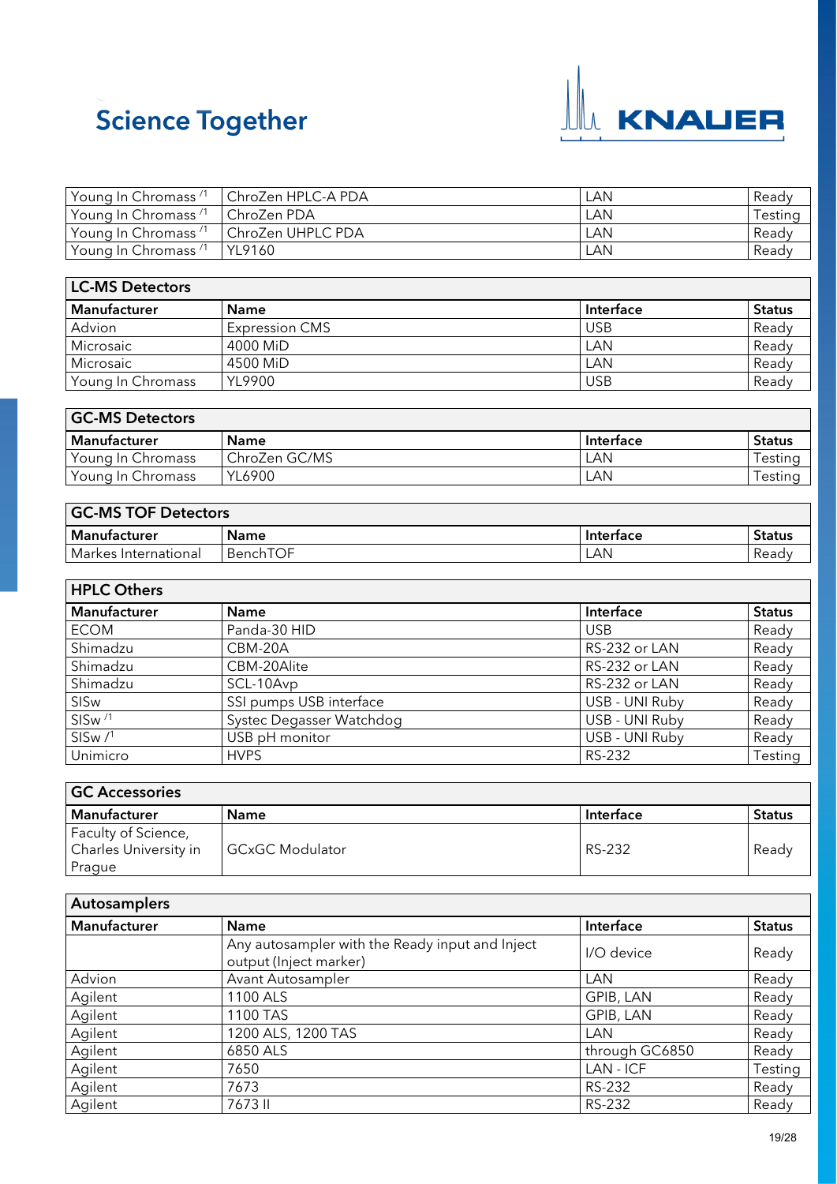| Young In Chromass [1] | ChroZen HPLC-A PDA | LAN | Ready |
|---|---|---|---|
| Young In Chromass [1] | ChroZen PDA | LAN | Testing |
| Young In Chromass [1] | ChroZen UHPLC PDA | LAN | Ready |
| Young In Chromass [1] | YL9160 | LAN | Ready |

| LC-MS Detectors | | | |
|---|---|---|---|
| **Manufacturer** | **Name** | **Interface** | **Status** |
| Advion | Expression CMS | USB | Ready |
| Microsaic | 4000 MiD | LAN | Ready |
| Microsaic | 4500 MiD | LAN | Ready |
| Young In Chromass | YL9900 | USB | Ready |

| GC-MS Detectors | | | |
|---|---|---|---|
| **Manufacturer** | **Name** | **Interface** | **Status** |
| Young In Chromass | ChroZen GC/MS | LAN | Testing |
| Young In Chromass | YL6900 | LAN | Testing |

| GC-MS TOF Detectors | | | |
|---|---|---|---|
| **Manufacturer** | **Name** | **Interface** | **Status** |
| Markes International | BenchTOF | LAN | Ready |

| HPLC Others | | | |
|---|---|---|---|
| **Manufacturer** | **Name** | **Interface** | **Status** |
| ECOM | Panda-30 HID | USB | Ready |
| Shimadzu | CBM-20A | RS-232 or LAN | Ready |
| Shimadzu | CBM-20Alite | RS-232 or LAN | Ready |
| Shimadzu | SCL-10Avp | RS-232 or LAN | Ready |
| SISw | SSI pumps USB interface | USB - UNI Ruby | Ready |
| SISw [1] | Systec Degasser Watchdog | USB - UNI Ruby | Ready |
| SISw [1] | USB pH monitor | USB - UNI Ruby | Ready |
| Unimicro | HVPS | RS-232 | Testing |

| GC Accessories | | | |
|---|---|---|---|
| **Manufacturer** | **Name** | **Interface** | **Status** |
| Faculty of Science, Charles University in Prague | GCxGC Modulator | RS-232 | Ready |

| Autosamplers | | | |
|---|---|---|---|
| **Manufacturer** | **Name** | **Interface** | **Status** |
| | Any autosampler with the Ready input and Inject output (Inject marker) | I/O device | Ready |
| Advion | Avant Autosampler | LAN | Ready |
| Agilent | 1100 ALS | GPIB, LAN | Ready |
| Agilent | 1100 TAS | GPIB, LAN | Ready |
| Agilent | 1200 ALS, 1200 TAS | LAN | Ready |
| Agilent | 6850 ALS | through GC6850 | Ready |
| Agilent | 7650 | LAN - ICF | Testing |
| Agilent | 7673 | RS-232 | Ready |
| Agilent | 7673 II | RS-232 | Ready |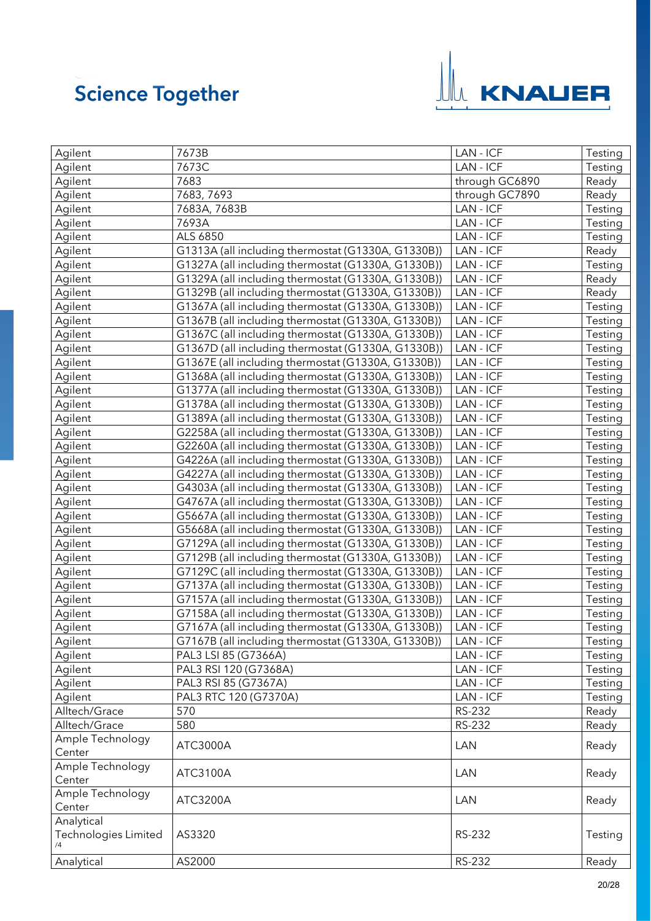| Agilent | 7673B | LAN - ICF | Testing |
|---|---|---|---|
| Agilent | 7673C | LAN - ICF | Testing |
| Agilent | 7683 | through GC6890 | Ready |
| Agilent | 7683, 7693 | through GC7890 | Ready |
| Agilent | 7683A, 7683B | LAN - ICF | Testing |
| Agilent | 7693A | LAN - ICF | Testing |
| Agilent | ALS 6850 | LAN - ICF | Testing |
| Agilent | G1313A (all including thermostat (G1330A, G1330B)) | LAN - ICF | Ready |
| Agilent | G1327A (all including thermostat (G1330A, G1330B)) | LAN - ICF | Testing |
| Agilent | G1329A (all including thermostat (G1330A, G1330B)) | LAN - ICF | Ready |
| Agilent | G1329B (all including thermostat (G1330A, G1330B)) | LAN - ICF | Ready |
| Agilent | G1367A (all including thermostat (G1330A, G1330B)) | LAN - ICF | Testing |
| Agilent | G1367B (all including thermostat (G1330A, G1330B)) | LAN - ICF | Testing |
| Agilent | G1367C (all including thermostat (G1330A, G1330B)) | LAN - ICF | Testing |
| Agilent | G1367D (all including thermostat (G1330A, G1330B)) | LAN - ICF | Testing |
| Agilent | G1367E (all including thermostat (G1330A, G1330B)) | LAN - ICF | Testing |
| Agilent | G1368A (all including thermostat (G1330A, G1330B)) | LAN - ICF | Testing |
| Agilent | G1377A (all including thermostat (G1330A, G1330B)) | LAN - ICF | Testing |
| Agilent | G1378A (all including thermostat (G1330A, G1330B)) | LAN - ICF | Testing |
| Agilent | G1389A (all including thermostat (G1330A, G1330B)) | LAN - ICF | Testing |
| Agilent | G2258A (all including thermostat (G1330A, G1330B)) | LAN - ICF | Testing |
| Agilent | G2260A (all including thermostat (G1330A, G1330B)) | LAN - ICF | Testing |
| Agilent | G4226A (all including thermostat (G1330A, G1330B)) | LAN - ICF | Testing |
| Agilent | G4227A (all including thermostat (G1330A, G1330B)) | LAN - ICF | Testing |
| Agilent | G4303A (all including thermostat (G1330A, G1330B)) | LAN - ICF | Testing |
| Agilent | G4767A (all including thermostat (G1330A, G1330B)) | LAN - ICF | Testing |
| Agilent | G5667A (all including thermostat (G1330A, G1330B)) | LAN - ICF | Testing |
| Agilent | G5668A (all including thermostat (G1330A, G1330B)) | LAN - ICF | Testing |
| Agilent | G7129A (all including thermostat (G1330A, G1330B)) | LAN - ICF | Testing |
| Agilent | G7129B (all including thermostat (G1330A, G1330B)) | LAN - ICF | Testing |
| Agilent | G7129C (all including thermostat (G1330A, G1330B)) | LAN - ICF | Testing |
| Agilent | G7137A (all including thermostat (G1330A, G1330B)) | LAN - ICF | Testing |
| Agilent | G7157A (all including thermostat (G1330A, G1330B)) | LAN - ICF | Testing |
| Agilent | G7158A (all including thermostat (G1330A, G1330B)) | LAN - ICF | Testing |
| Agilent | G7167A (all including thermostat (G1330A, G1330B)) | LAN - ICF | Testing |
| Agilent | G7167B (all including thermostat (G1330A, G1330B)) | LAN - ICF | Testing |
| Agilent | PAL3 LSI 85 (G7366A) | LAN - ICF | Testing |
| Agilent | PAL3 RSI 120 (G7368A) | LAN - ICF | Testing |
| Agilent | PAL3 RSI 85 (G7367A) | LAN - ICF | Testing |
| Agilent | PAL3 RTC 120 (G7370A) | LAN - ICF | Testing |
| Alltech/Grace | 570 | RS-232 | Ready |
| Alltech/Grace | 580 | RS-232 | Ready |
| Ample Technology Center | ATC3000A | LAN | Ready |
| Ample Technology Center | ATC3100A | LAN | Ready |
| Ample Technology Center | ATC3200A | LAN | Ready |
| Analytical Technologies Limited /4 | AS3320 | RS-232 | Testing |
| Analytical | AS2000 | RS-232 | Ready |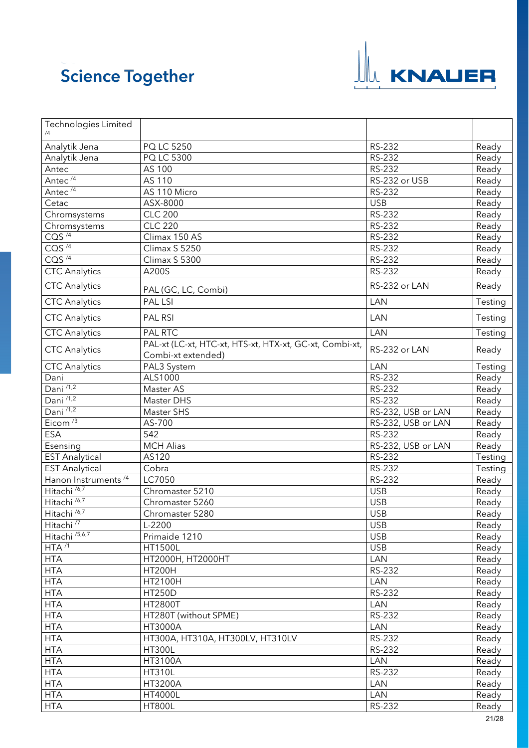| Technologies Limited [4] | | | |
|---|---|---|---|
| Analytik Jena | PQ LC 5250 | RS-232 | Ready |
| Analytik Jena | PQ LC 5300 | RS-232 | Ready |
| Antec | AS 100 | RS-232 | Ready |
| Antec [4] | AS 110 | RS-232 or USB | Ready |
| Antec [4] | AS 110 Micro | RS-232 | Ready |
| Cetac | ASX-8000 | USB | Ready |
| Chromsystems | CLC 200 | RS-232 | Ready |
| Chromsystems | CLC 220 | RS-232 | Ready |
| CQS [4] | Climax 150 AS | RS-232 | Ready |
| CQS [4] | Climax S 5250 | RS-232 | Ready |
| CQS [4] | Climax S 5300 | RS-232 | Ready |
| CTC Analytics | A200S | RS-232 | Ready |
| CTC Analytics | PAL (GC, LC, Combi) | RS-232 or LAN | Ready |
| CTC Analytics | PAL LSI | LAN | Testing |
| CTC Analytics | PAL RSI | LAN | Testing |
| CTC Analytics | PAL RTC | LAN | Testing |
| CTC Analytics | PAL-xt (LC-xt, HTC-xt, HTS-xt, HTX-xt, GC-xt, Combi-xt, Combi-xt extended) | RS-232 or LAN | Ready |
| CTC Analytics | PAL3 System | LAN | Testing |
| Dani | ALS1000 | RS-232 | Ready |
| Dani [1,2] | Master AS | RS-232 | Ready |
| Dani [1,2] | Master DHS | RS-232 | Ready |
| Dani [1,2] | Master SHS | RS-232, USB or LAN | Ready |
| Eicom [3] | AS-700 | RS-232, USB or LAN | Ready |
| ESA | 542 | RS-232 | Ready |
| Esensing | MCH Alias | RS-232, USB or LAN | Ready |
| EST Analytical | AS120 | RS-232 | Testing |
| EST Analytical | Cobra | RS-232 | Testing |
| Hanon Instruments [4] | LC7050 | RS-232 | Ready |
| Hitachi [6,7] | Chromaster 5210 | USB | Ready |
| Hitachi [6,7] | Chromaster 5260 | USB | Ready |
| Hitachi [6,7] | Chromaster 5280 | USB | Ready |
| Hitachi [7] | L-2200 | USB | Ready |
| Hitachi [5,6,7] | Primaide 1210 | USB | Ready |
| HTA [1] | HT1500L | USB | Ready |
| HTA | HT2000H, HT2000HT | LAN | Ready |
| HTA | HT200H | RS-232 | Ready |
| HTA | HT2100H | LAN | Ready |
| HTA | HT250D | RS-232 | Ready |
| HTA | HT2800T | LAN | Ready |
| HTA | HT280T (without SPME) | RS-232 | Ready |
| HTA | HT3000A | LAN | Ready |
| HTA | HT300A, HT310A, HT300LV, HT310LV | RS-232 | Ready |
| HTA | HT300L | RS-232 | Ready |
| HTA | HT3100A | LAN | Ready |
| HTA | HT310L | RS-232 | Ready |
| HTA | HT3200A | LAN | Ready |
| HTA | HT4000L | LAN | Ready |
| HTA | HT800L | RS-232 | Ready |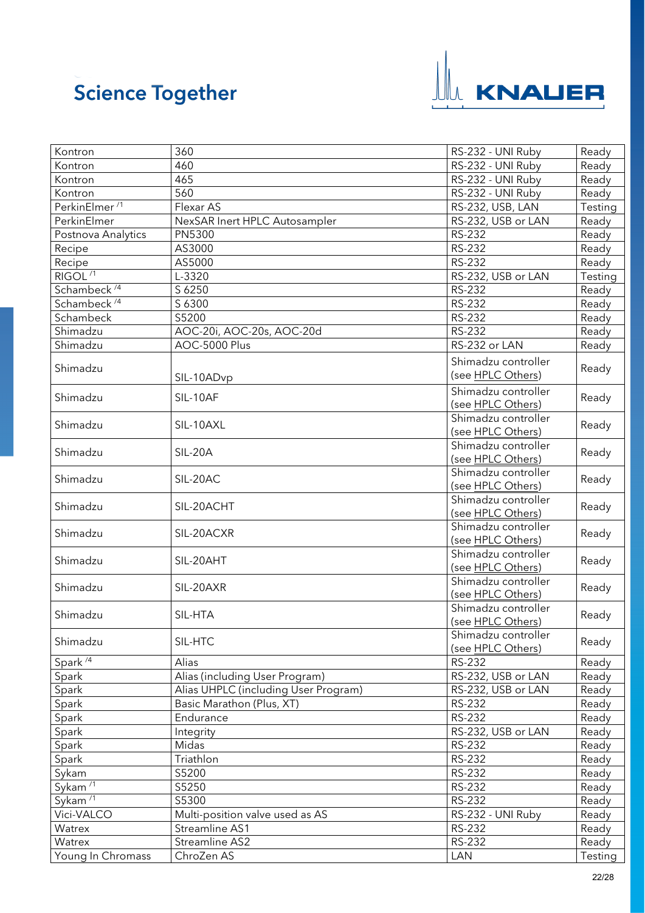| Kontron | 360 | RS-232 - UNI Ruby | Ready |
|---|---|---|---|
| Kontron | 460 | RS-232 - UNI Ruby | Ready |
| Kontron | 465 | RS-232 - UNI Ruby | Ready |
| Kontron | 560 | RS-232 - UNI Ruby | Ready |
| PerkinElmer /1 | Flexar AS | RS-232, USB, LAN | Testing |
| PerkinElmer | NexSAR Inert HPLC Autosampler | RS-232, USB or LAN | Ready |
| Postnova Analytics | PN5300 | RS-232 | Ready |
| Recipe | AS3000 | RS-232 | Ready |
| Recipe | AS5000 | RS-232 | Ready |
| RIGOL /1 | L-3320 | RS-232, USB or LAN | Testing |
| Schambeck /4 | S 6250 | RS-232 | Ready |
| Schambeck /4 | S 6300 | RS-232 | Ready |
| Schambeck | S5200 | RS-232 | Ready |
| Shimadzu | AOC-20i, AOC-20s, AOC-20d | RS-232 | Ready |
| Shimadzu | AOC-5000 Plus | RS-232 or LAN | Ready |
| Shimadzu | SIL-10ADvp | Shimadzu controller (see HPLC Others) | Ready |
| Shimadzu | SIL-10AF | Shimadzu controller (see HPLC Others) | Ready |
| Shimadzu | SIL-10AXL | Shimadzu controller (see HPLC Others) | Ready |
| Shimadzu | SIL-20A | Shimadzu controller (see HPLC Others) | Ready |
| Shimadzu | SIL-20AC | Shimadzu controller (see HPLC Others) | Ready |
| Shimadzu | SIL-20ACHT | Shimadzu controller (see HPLC Others) | Ready |
| Shimadzu | SIL-20ACXR | Shimadzu controller (see HPLC Others) | Ready |
| Shimadzu | SIL-20AHT | Shimadzu controller (see HPLC Others) | Ready |
| Shimadzu | SIL-20AXR | Shimadzu controller (see HPLC Others) | Ready |
| Shimadzu | SIL-HTA | Shimadzu controller (see HPLC Others) | Ready |
| Shimadzu | SIL-HTC | Shimadzu controller (see HPLC Others) | Ready |
| Spark /4 | Alias | RS-232 | Ready |
| Spark | Alias (including User Program) | RS-232, USB or LAN | Ready |
| Spark | Alias UHPLC (including User Program) | RS-232, USB or LAN | Ready |
| Spark | Basic Marathon (Plus, XT) | RS-232 | Ready |
| Spark | Endurance | RS-232 | Ready |
| Spark | Integrity | RS-232, USB or LAN | Ready |
| Spark | Midas | RS-232 | Ready |
| Spark | Triathlon | RS-232 | Ready |
| Sykam | S5200 | RS-232 | Ready |
| Sykam /1 | S5250 | RS-232 | Ready |
| Sykam /1 | S5300 | RS-232 | Ready |
| Vici-VALCO | Multi-position valve used as AS | RS-232 - UNI Ruby | Ready |
| Watrex | Streamline AS1 | RS-232 | Ready |
| Watrex | Streamline AS2 | RS-232 | Ready |
| Young In Chromass | ChroZen AS | LAN | Testing |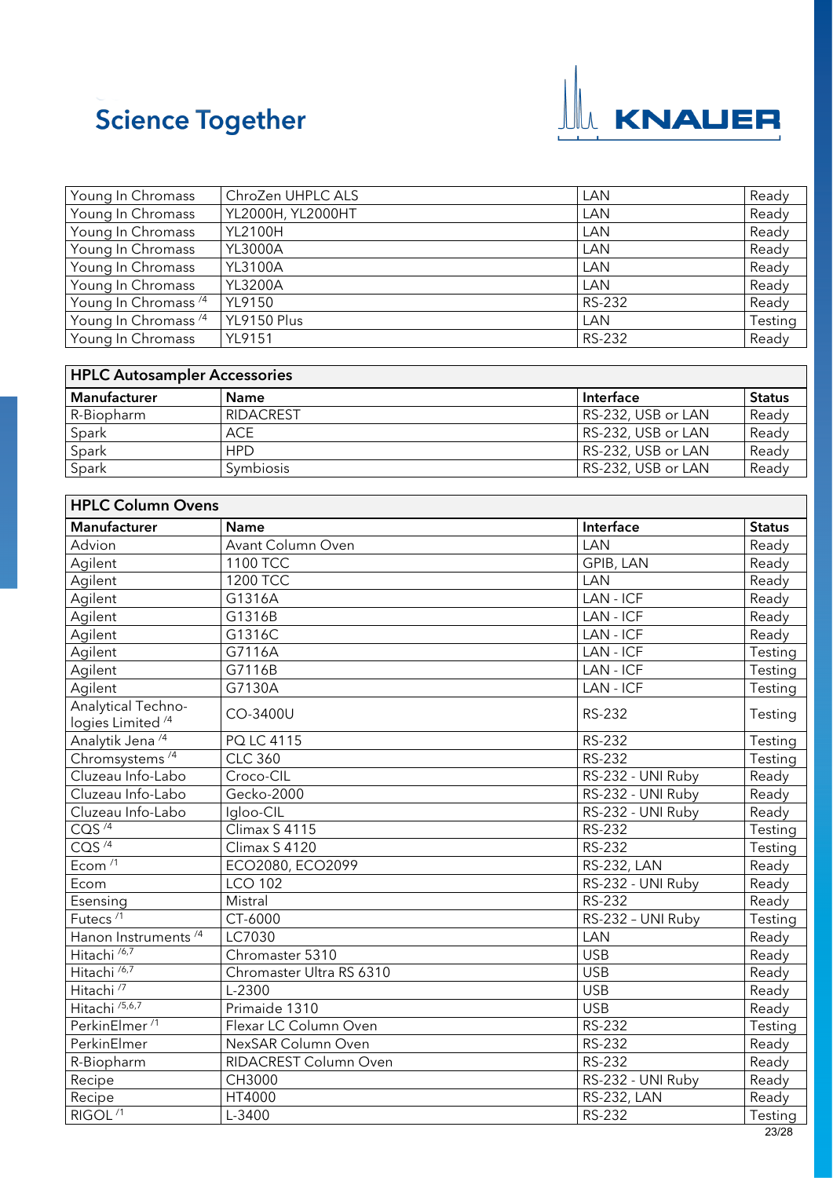| | | | |
|---|---|---|---|
| Young In Chromass | ChroZen UHPLC ALS | LAN | Ready |
| Young In Chromass | YL2000H, YL2000HT | LAN | Ready |
| Young In Chromass | YL2100H | LAN | Ready |
| Young In Chromass | YL3000A | LAN | Ready |
| Young In Chromass | YL3100A | LAN | Ready |
| Young In Chromass | YL3200A | LAN | Ready |
| Young In Chromass /4 | YL9150 | RS-232 | Ready |
| Young In Chromass /4 | YL9150 Plus | LAN | Testing |
| Young In Chromass | YL9151 | RS-232 | Ready |

| HPLC Autosampler Accessories | | | |
|---|---|---|---|
| **Manufacturer** | **Name** | **Interface** | **Status** |
| R-Biopharm | RIDACREST | RS-232, USB or LAN | Ready |
| Spark | ACE | RS-232, USB or LAN | Ready |
| Spark | HPD | RS-232, USB or LAN | Ready |
| Spark | Symbiosis | RS-232, USB or LAN | Ready |

| HPLC Column Ovens | | | |
|---|---|---|---|
| **Manufacturer** | **Name** | **Interface** | **Status** |
| Advion | Avant Column Oven | LAN | Ready |
| Agilent | 1100 TCC | GPIB, LAN | Ready |
| Agilent | 1200 TCC | LAN | Ready |
| Agilent | G1316A | LAN - ICF | Ready |
| Agilent | G1316B | LAN - ICF | Ready |
| Agilent | G1316C | LAN - ICF | Ready |
| Agilent | G7116A | LAN - ICF | Testing |
| Agilent | G7116B | LAN - ICF | Testing |
| Agilent | G7130A | LAN - ICF | Testing |
| Analytical Technologies Limited /4 | CO-3400U | RS-232 | Testing |
| Analytik Jena /4 | PQ LC 4115 | RS-232 | Testing |
| Chromsystems /4 | CLC 360 | RS-232 | Testing |
| Cluzeau Info-Labo | Croco-CIL | RS-232 - UNI Ruby | Ready |
| Cluzeau Info-Labo | Gecko-2000 | RS-232 - UNI Ruby | Ready |
| Cluzeau Info-Labo | Igloo-CIL | RS-232 - UNI Ruby | Ready |
| CQS /4 | Climax S 4115 | RS-232 | Testing |
| CQS /4 | Climax S 4120 | RS-232 | Testing |
| Ecom /1 | ECO2080, ECO2099 | RS-232, LAN | Ready |
| Ecom | LCO 102 | RS-232 - UNI Ruby | Ready |
| Esensing | Mistral | RS-232 | Ready |
| Futecs /1 | CT-6000 | RS-232 – UNI Ruby | Testing |
| Hanon Instruments /4 | LC7030 | LAN | Ready |
| Hitachi /6,7 | Chromaster 5310 | USB | Ready |
| Hitachi /6,7 | Chromaster Ultra RS 6310 | USB | Ready |
| Hitachi /7 | L-2300 | USB | Ready |
| Hitachi /5,6,7 | Primaide 1310 | USB | Ready |
| PerkinElmer /1 | Flexar LC Column Oven | RS-232 | Testing |
| PerkinElmer | NexSAR Column Oven | RS-232 | Ready |
| R-Biopharm | RIDACREST Column Oven | RS-232 | Ready |
| Recipe | CH3000 | RS-232 - UNI Ruby | Ready |
| Recipe | HT4000 | RS-232, LAN | Ready |
| RIGOL /1 | L-3400 | RS-232 | Testing |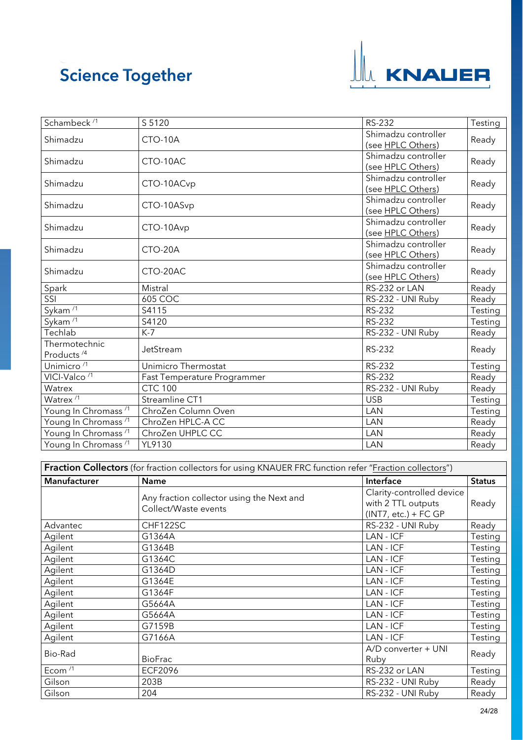| | | | |
|---|---|---|---|
| Schambeck [1] | S 5120 | RS-232 | Testing |
| Shimadzu | CTO-10A | Shimadzu controller (see HPLC Others) | Ready |
| Shimadzu | CTO-10AC | Shimadzu controller (see HPLC Others) | Ready |
| Shimadzu | CTO-10ACvp | Shimadzu controller (see HPLC Others) | Ready |
| Shimadzu | CTO-10ASvp | Shimadzu controller (see HPLC Others) | Ready |
| Shimadzu | CTO-10Avp | Shimadzu controller (see HPLC Others) | Ready |
| Shimadzu | CTO-20A | Shimadzu controller (see HPLC Others) | Ready |
| Shimadzu | CTO-20AC | Shimadzu controller (see HPLC Others) | Ready |
| Spark | Mistral | RS-232 or LAN | Ready |
| SSI | 605 COC | RS-232 - UNI Ruby | Ready |
| Sykam [1] | S4115 | RS-232 | Testing |
| Sykam [1] | S4120 | RS-232 | Testing |
| Techlab | K-7 | RS-232 - UNI Ruby | Ready |
| Thermotechnic Products [4] | JetStream | RS-232 | Ready |
| Unimicro [1] | Unimicro Thermostat | RS-232 | Testing |
| VICI-Valco [1] | Fast Temperature Programmer | RS-232 | Ready |
| Watrex | CTC 100 | RS-232 - UNI Ruby | Ready |
| Watrex [1] | Streamline CT1 | USB | Testing |
| Young In Chromass [1] | ChroZen Column Oven | LAN | Testing |
| Young In Chromass [1] | ChroZen HPLC-A CC | LAN | Ready |
| Young In Chromass [1] | ChroZen UHPLC CC | LAN | Ready |
| Young In Chromass [1] | YL9130 | LAN | Ready |

**Fraction Collectors** (for fraction collectors for using KNAUER FRC function refer "Fraction collectors")

| Manufacturer | Name | Interface | Status |
|---|---|---|---|
| | Any fraction collector using the Next and Collect/Waste events | Clarity-controlled device with 2 TTL outputs (INT7, etc.) + FC GP | Ready |
| Advantec | CHF122SC | RS-232 - UNI Ruby | Ready |
| Agilent | G1364A | LAN - ICF | Testing |
| Agilent | G1364B | LAN - ICF | Testing |
| Agilent | G1364C | LAN - ICF | Testing |
| Agilent | G1364D | LAN - ICF | Testing |
| Agilent | G1364E | LAN - ICF | Testing |
| Agilent | G1364F | LAN - ICF | Testing |
| Agilent | G5664A | LAN - ICF | Testing |
| Agilent | G5664A | LAN - ICF | Testing |
| Agilent | G7159B | LAN - ICF | Testing |
| Agilent | G7166A | LAN - ICF | Testing |
| Bio-Rad | BioFrac | A/D converter + UNI Ruby | Ready |
| Ecom [1] | ECF2096 | RS-232 or LAN | Testing |
| Gilson | 203B | RS-232 - UNI Ruby | Ready |
| Gilson | 204 | RS-232 - UNI Ruby | Ready |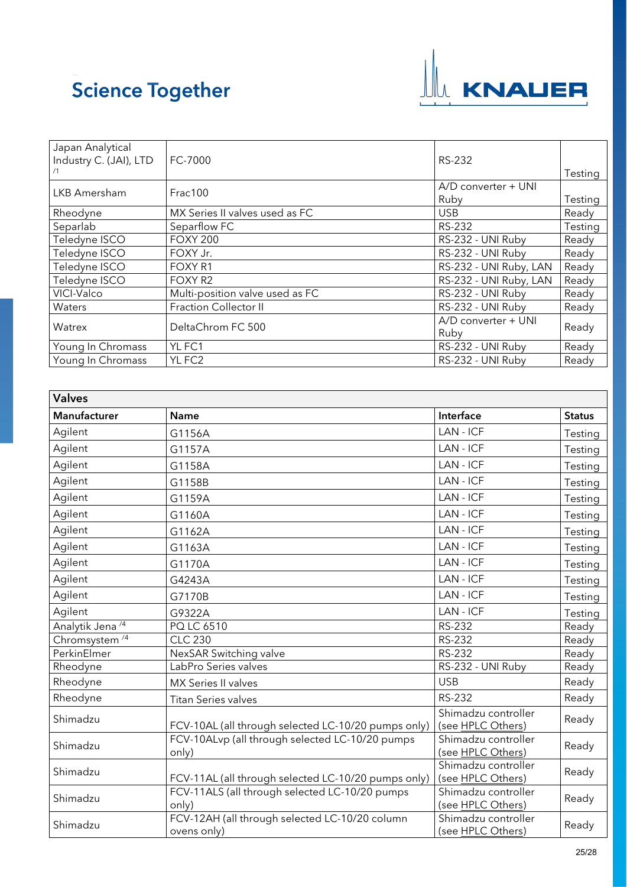| | | | |
|---|---|---|---|
| Japan Analytical Industry C. (JAI), LTD /1 | FC-7000 | RS-232 | Testing |
| LKB Amersham | Frac100 | A/D converter + UNI Ruby | Testing |
| Rheodyne | MX Series II valves used as FC | USB | Ready |
| Separlab | Separflow FC | RS-232 | Testing |
| Teledyne ISCO | FOXY 200 | RS-232 - UNI Ruby | Ready |
| Teledyne ISCO | FOXY Jr. | RS-232 - UNI Ruby | Ready |
| Teledyne ISCO | FOXY R1 | RS-232 - UNI Ruby, LAN | Ready |
| Teledyne ISCO | FOXY R2 | RS-232 - UNI Ruby, LAN | Ready |
| VICI-Valco | Multi-position valve used as FC | RS-232 - UNI Ruby | Ready |
| Waters | Fraction Collector II | RS-232 - UNI Ruby | Ready |
| Watrex | DeltaChrom FC 500 | A/D converter + UNI Ruby | Ready |
| Young In Chromass | YL FC1 | RS-232 - UNI Ruby | Ready |
| Young In Chromass | YL FC2 | RS-232 - UNI Ruby | Ready |

| **Valves** | | | |
|---|---|---|---|
| **Manufacturer** | **Name** | **Interface** | **Status** |
| Agilent | G1156A | LAN - ICF | Testing |
| Agilent | G1157A | LAN - ICF | Testing |
| Agilent | G1158A | LAN - ICF | Testing |
| Agilent | G1158B | LAN - ICF | Testing |
| Agilent | G1159A | LAN - ICF | Testing |
| Agilent | G1160A | LAN - ICF | Testing |
| Agilent | G1162A | LAN - ICF | Testing |
| Agilent | G1163A | LAN - ICF | Testing |
| Agilent | G1170A | LAN - ICF | Testing |
| Agilent | G4243A | LAN - ICF | Testing |
| Agilent | G7170B | LAN - ICF | Testing |
| Agilent | G9322A | LAN - ICF | Testing |
| Analytik Jena /4 | PQ LC 6510 | RS-232 | Ready |
| Chromsystem /4 | CLC 230 | RS-232 | Ready |
| PerkinElmer | NexSAR Switching valve | RS-232 | Ready |
| Rheodyne | LabPro Series valves | RS-232 - UNI Ruby | Ready |
| Rheodyne | MX Series II valves | USB | Ready |
| Rheodyne | Titan Series valves | RS-232 | Ready |
| Shimadzu | FCV-10AL (all through selected LC-10/20 pumps only) | Shimadzu controller (see HPLC Others) | Ready |
| Shimadzu | FCV-10ALvp (all through selected LC-10/20 pumps only) | Shimadzu controller (see HPLC Others) | Ready |
| Shimadzu | FCV-11AL (all through selected LC-10/20 pumps only) | Shimadzu controller (see HPLC Others) | Ready |
| Shimadzu | FCV-11ALS (all through selected LC-10/20 pumps only) | Shimadzu controller (see HPLC Others) | Ready |
| Shimadzu | FCV-12AH (all through selected LC-10/20 column ovens only) | Shimadzu controller (see HPLC Others) | Ready |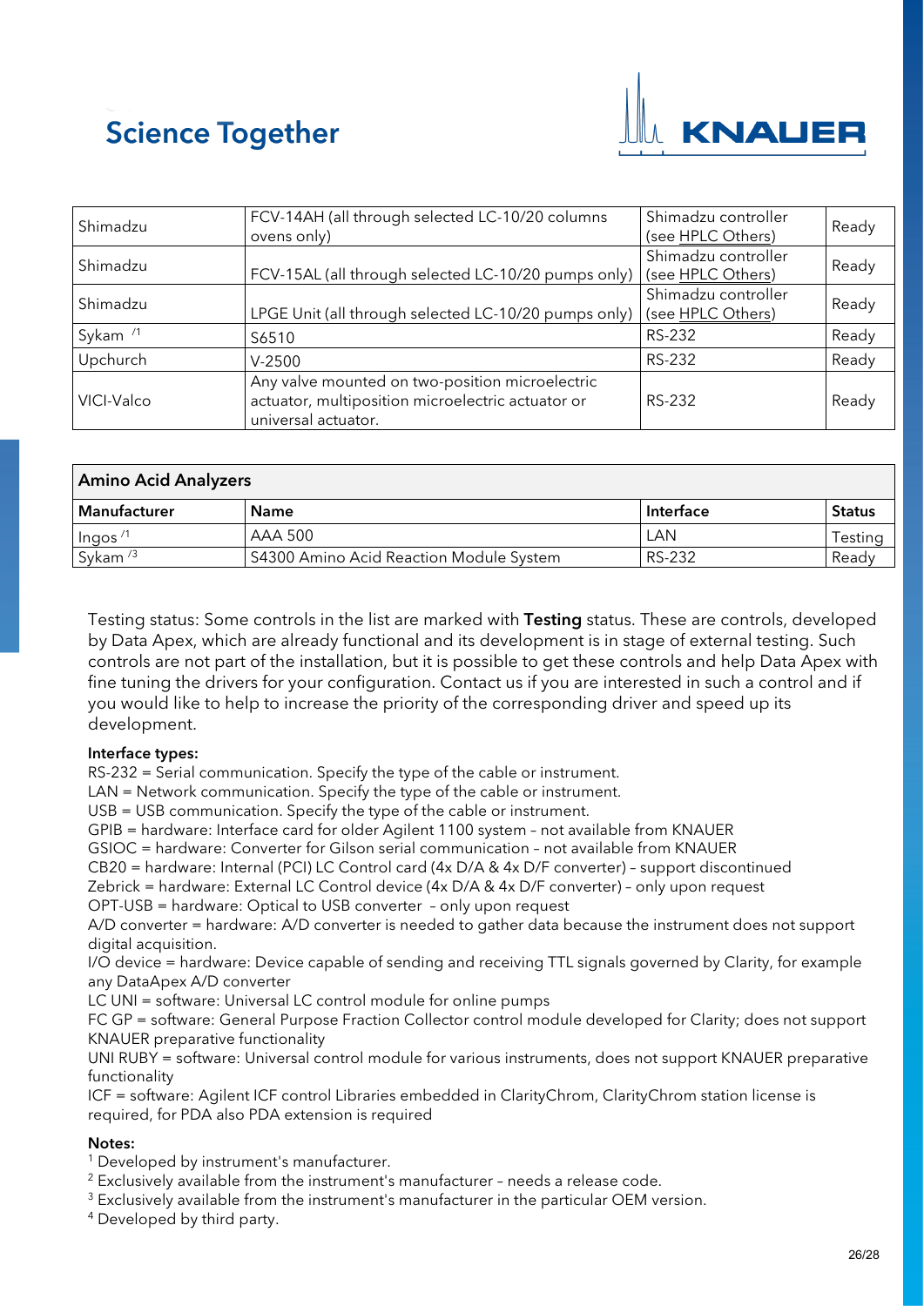| Shimadzu | FCV-14AH (all through selected LC-10/20 columns ovens only) | Shimadzu controller (see HPLC Others) | Ready |
|---|---|---|---|
| Shimadzu | FCV-15AL (all through selected LC-10/20 pumps only) | Shimadzu controller (see HPLC Others) | Ready |
| Shimadzu | LPGE Unit (all through selected LC-10/20 pumps only) | Shimadzu controller (see HPLC Others) | Ready |
| Sykam [/1] | S6510 | RS-232 | Ready |
| Upchurch | V-2500 | RS-232 | Ready |
| VICI-Valco | Any valve mounted on two-position microelectric actuator, multiposition microelectric actuator or universal actuator. | RS-232 | Ready |

| **Amino Acid Analyzers** | | | |
|---|---|---|---|
| **Manufacturer** | **Name** | **Interface** | **Status** |
| Ingos [/1] | AAA 500 | LAN | Testing |
| Sykam [/3] | S4300 Amino Acid Reaction Module System | RS-232 | Ready |

Testing status: Some controls in the list are marked with **Testing** status. These are controls, developed by Data Apex, which are already functional and its development is in stage of external testing. Such controls are not part of the installation, but it is possible to get these controls and help Data Apex with fine tuning the drivers for your configuration. Contact us if you are interested in such a control and if you would like to help to increase the priority of the corresponding driver and speed up its development.

**Interface types:**

RS-232 = Serial communication. Specify the type of the cable or instrument.
LAN = Network communication. Specify the type of the cable or instrument.
USB = USB communication. Specify the type of the cable or instrument.
GPIB = hardware: Interface card for older Agilent 1100 system – not available from KNAUER
GSIOC = hardware: Converter for Gilson serial communication – not available from KNAUER
CB20 = hardware: Internal (PCI) LC Control card (4x D/A & 4x D/F converter) – support discontinued
Zebrick = hardware: External LC Control device (4x D/A & 4x D/F converter) – only upon request
OPT-USB = hardware: Optical to USB converter – only upon request
A/D converter = hardware: A/D converter is needed to gather data because the instrument does not support digital acquisition.
I/O device = hardware: Device capable of sending and receiving TTL signals governed by Clarity, for example any DataApex A/D converter
LC UNI = software: Universal LC control module for online pumps
FC GP = software: General Purpose Fraction Collector control module developed for Clarity; does not support KNAUER preparative functionality
UNI RUBY = software: Universal control module for various instruments, does not support KNAUER preparative functionality
ICF = software: Agilent ICF control Libraries embedded in ClarityChrom, ClarityChrom station license is required, for PDA also PDA extension is required

**Notes:**

[1] Developed by instrument's manufacturer.
[2] Exclusively available from the instrument's manufacturer – needs a release code.
[3] Exclusively available from the instrument's manufacturer in the particular OEM version.
[4] Developed by third party.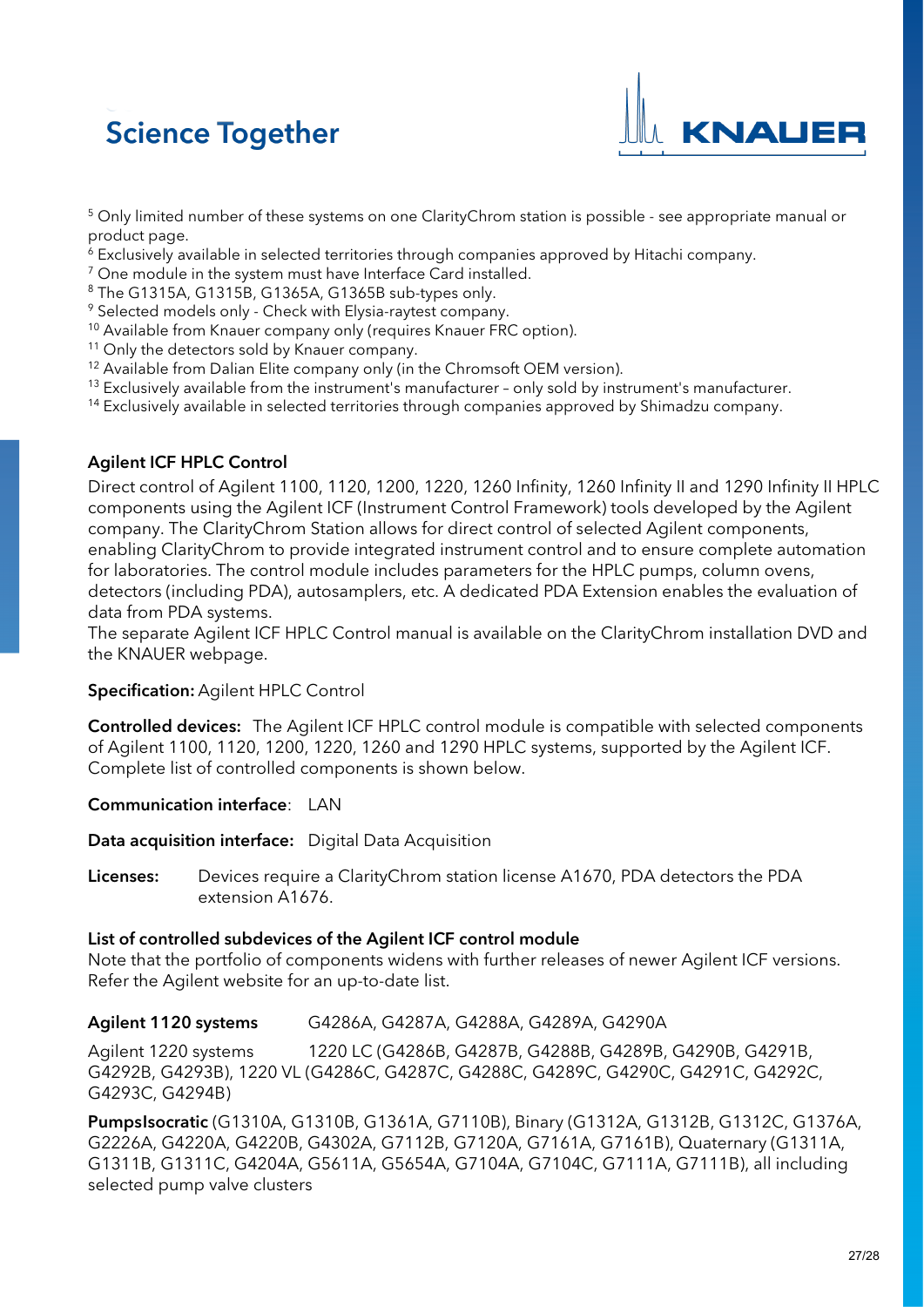[5] Only limited number of these systems on one ClarityChrom station is possible - see appropriate manual or product page.
[6] Exclusively available in selected territories through companies approved by Hitachi company.
[7] One module in the system must have Interface Card installed.
[8] The G1315A, G1315B, G1365A, G1365B sub-types only.
[9] Selected models only - Check with Elysia-raytest company.
[10] Available from Knauer company only (requires Knauer FRC option).
[11] Only the detectors sold by Knauer company.
[12] Available from Dalian Elite company only (in the Chromsoft OEM version).
[13] Exclusively available from the instrument's manufacturer – only sold by instrument's manufacturer.
[14] Exclusively available in selected territories through companies approved by Shimadzu company.

**Agilent ICF HPLC Control**

Direct control of Agilent 1100, 1120, 1200, 1220, 1260 Infinity, 1260 Infinity II and 1290 Infinity II HPLC components using the Agilent ICF (Instrument Control Framework) tools developed by the Agilent company. The ClarityChrom Station allows for direct control of selected Agilent components, enabling ClarityChrom to provide integrated instrument control and to ensure complete automation for laboratories. The control module includes parameters for the HPLC pumps, column ovens, detectors (including PDA), autosamplers, etc. A dedicated PDA Extension enables the evaluation of data from PDA systems.
The separate Agilent ICF HPLC Control manual is available on the ClarityChrom installation DVD and the KNAUER webpage.

**Specification:** Agilent HPLC Control

**Controlled devices:** The Agilent ICF HPLC control module is compatible with selected components of Agilent 1100, 1120, 1200, 1220, 1260 and 1290 HPLC systems, supported by the Agilent ICF. Complete list of controlled components is shown below.

**Communication interface**: LAN

**Data acquisition interface:** Digital Data Acquisition

**Licenses:** Devices require a ClarityChrom station license A1670, PDA detectors the PDA extension A1676.

**List of controlled subdevices of the Agilent ICF control module**
Note that the portfolio of components widens with further releases of newer Agilent ICF versions. Refer the Agilent website for an up-to-date list.

**Agilent 1120 systems** G4286A, G4287A, G4288A, G4289A, G4290A

Agilent 1220 systems 1220 LC (G4286B, G4287B, G4288B, G4289B, G4290B, G4291B, G4292B, G4293B), 1220 VL (G4286C, G4287C, G4288C, G4289C, G4290C, G4291C, G4292C, G4293C, G4294B)

**PumpsIsocratic** (G1310A, G1310B, G1361A, G7110B), Binary (G1312A, G1312B, G1312C, G1376A, G2226A, G4220A, G4220B, G4302A, G7112B, G7120A, G7161A, G7161B), Quaternary (G1311A, G1311B, G1311C, G4204A, G5611A, G5654A, G7104A, G7104C, G7111A, G7111B), all including selected pump valve clusters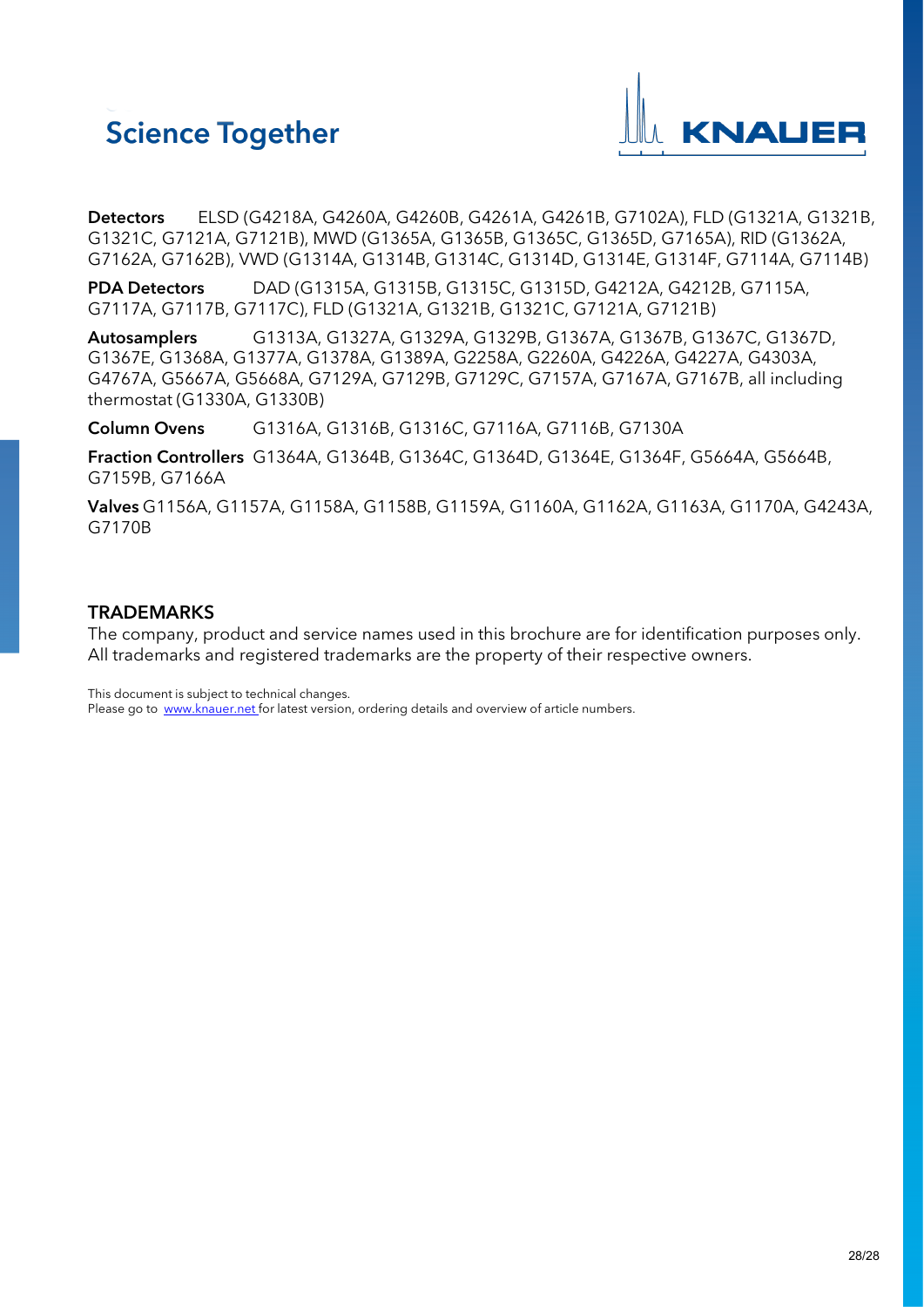**Detectors** ELSD (G4218A, G4260A, G4260B, G4261A, G4261B, G7102A), FLD (G1321A, G1321B, G1321C, G7121A, G7121B), MWD (G1365A, G1365B, G1365C, G1365D, G7165A), RID (G1362A, G7162A, G7162B), VWD (G1314A, G1314B, G1314C, G1314D, G1314E, G1314F, G7114A, G7114B)

**PDA Detectors** DAD (G1315A, G1315B, G1315C, G1315D, G4212A, G4212B, G7115A, G7117A, G7117B, G7117C), FLD (G1321A, G1321B, G1321C, G7121A, G7121B)

**Autosamplers** G1313A, G1327A, G1329A, G1329B, G1367A, G1367B, G1367C, G1367D, G1367E, G1368A, G1377A, G1378A, G1389A, G2258A, G2260A, G4226A, G4227A, G4303A, G4767A, G5667A, G5668A, G7129A, G7129B, G7129C, G7157A, G7167A, G7167B, all including thermostat (G1330A, G1330B)

**Column Ovens** G1316A, G1316B, G1316C, G7116A, G7116B, G7130A

**Fraction Controllers** G1364A, G1364B, G1364C, G1364D, G1364E, G1364F, G5664A, G5664B, G7159B, G7166A

**Valves** G1156A, G1157A, G1158A, G1158B, G1159A, G1160A, G1162A, G1163A, G1170A, G4243A, G7170B

## TRADEMARKS

The company, product and service names used in this brochure are for identification purposes only. All trademarks and registered trademarks are the property of their respective owners.

This document is subject to technical changes.
Please go to www.knauer.net for latest version, ordering details and overview of article numbers.